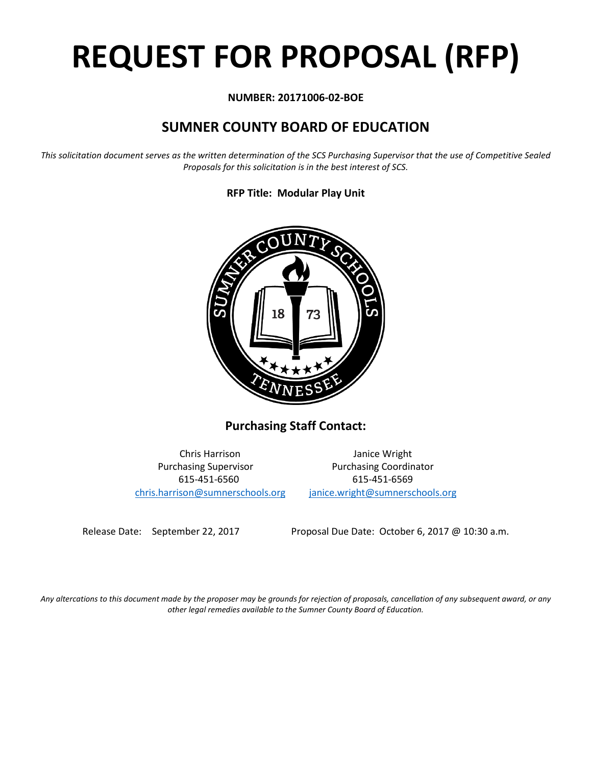# REQUEST FOR PROPOSAL (RFP)

**NUMBER: 20171006-02-BOE**

## SUMNER COUNTY BOARD OF EDUCATION

*This solicitation document serves as the written determination of the SCS Purchasing Supervisor that the use of Competitive Sealed Proposals for this solicitation is in the best interest of SCS.*

**RFP Title: Modular Play Unit**

### Purchasing Staff Contact:

| Chris Harrison | Janice Wright |
| --- | --- |
| Purchasing Supervisor | Purchasing Coordinator |
| 615-451-6560 | 615-451-6569 |
| chris.harrison@sumnerschools.org | janice.wright@sumnerschools.org |

Release Date: September 22, 2017 | Proposal Due Date: October 6, 2017 @ 10:30 a.m.

*Any altercations to this document made by the proposer may be grounds for rejection of proposals, cancellation of any subsequent award, or any other legal remedies available to the Sumner County Board of Education.*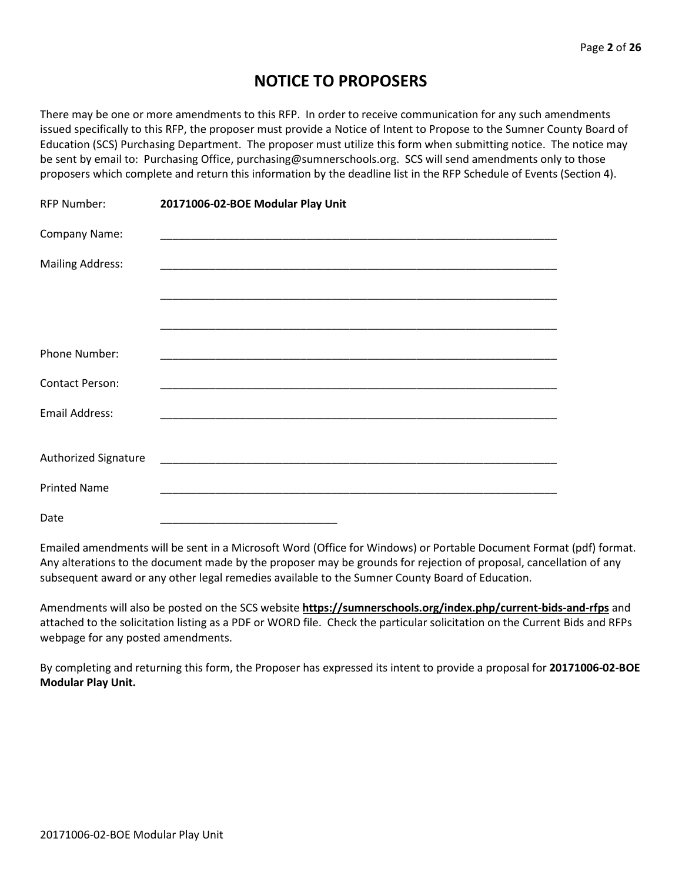# NOTICE TO PROPOSERS

There may be one or more amendments to this RFP. In order to receive communication for any such amendments issued specifically to this RFP, the proposer must provide a Notice of Intent to Propose to the Sumner County Board of Education (SCS) Purchasing Department. The proposer must utilize this form when submitting notice. The notice may be sent by email to: Purchasing Office, purchasing@sumnerschools.org. SCS will send amendments only to those proposers which complete and return this information by the deadline list in the RFP Schedule of Events (Section 4).

RFP Number: **20171006-02-BOE Modular Play Unit**

Company Name: ____________________________________________________________________

Mailing Address: ____________________________________________________________________

____________________________________________________________________

____________________________________________________________________

Phone Number: ____________________________________________________________________

Contact Person: ____________________________________________________________________

Email Address: ____________________________________________________________________

Authorized Signature ____________________________________________________________________

Printed Name ____________________________________________________________________

Date _____________________________

Emailed amendments will be sent in a Microsoft Word (Office for Windows) or Portable Document Format (pdf) format. Any alterations to the document made by the proposer may be grounds for rejection of proposal, cancellation of any subsequent award or any other legal remedies available to the Sumner County Board of Education.

Amendments will also be posted on the SCS website **https://sumnerschools.org/index.php/current-bids-and-rfps** and attached to the solicitation listing as a PDF or WORD file. Check the particular solicitation on the Current Bids and RFPs webpage for any posted amendments.

By completing and returning this form, the Proposer has expressed its intent to provide a proposal for **20171006-02-BOE Modular Play Unit.**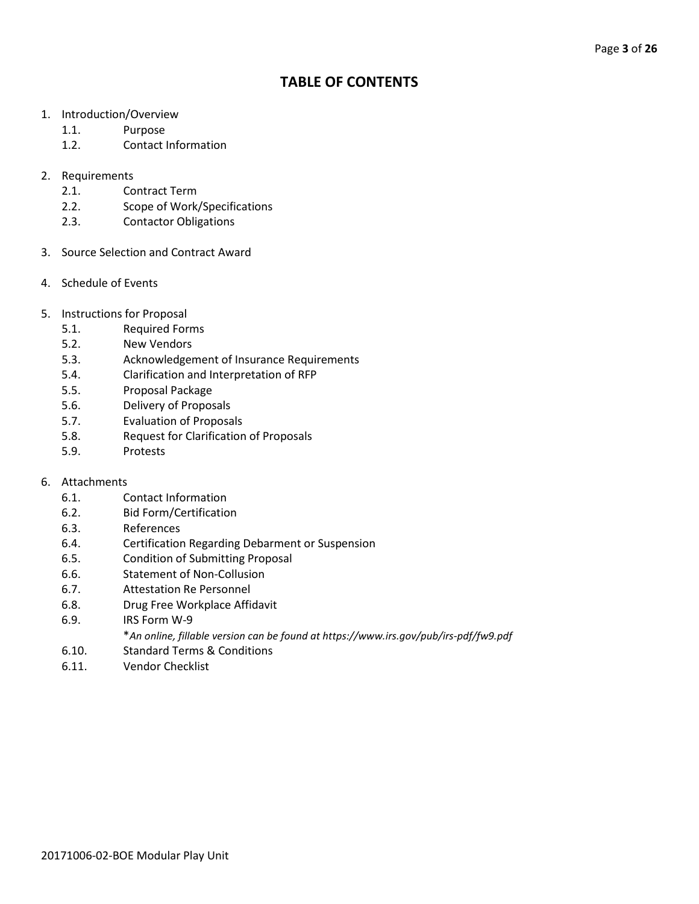# TABLE OF CONTENTS

1. Introduction/Overview
   - 1.1. Purpose
   - 1.2. Contact Information
2. Requirements
   - 2.1. Contract Term
   - 2.2. Scope of Work/Specifications
   - 2.3. Contactor Obligations
3. Source Selection and Contract Award
4. Schedule of Events
5. Instructions for Proposal
   - 5.1. Required Forms
   - 5.2. New Vendors
   - 5.3. Acknowledgement of Insurance Requirements
   - 5.4. Clarification and Interpretation of RFP
   - 5.5. Proposal Package
   - 5.6. Delivery of Proposals
   - 5.7. Evaluation of Proposals
   - 5.8. Request for Clarification of Proposals
   - 5.9. Protests
6. Attachments
   - 6.1. Contact Information
   - 6.2. Bid Form/Certification
   - 6.3. References
   - 6.4. Certification Regarding Debarment or Suspension
   - 6.5. Condition of Submitting Proposal
   - 6.6. Statement of Non-Collusion
   - 6.7. Attestation Re Personnel
   - 6.8. Drug Free Workplace Affidavit
   - 6.9. IRS Form W-9
     
     **An online, fillable version can be found at https://www.irs.gov/pub/irs-pdf/fw9.pdf*
   - 6.10. Standard Terms & Conditions
   - 6.11. Vendor Checklist

20171006-02-BOE Modular Play Unit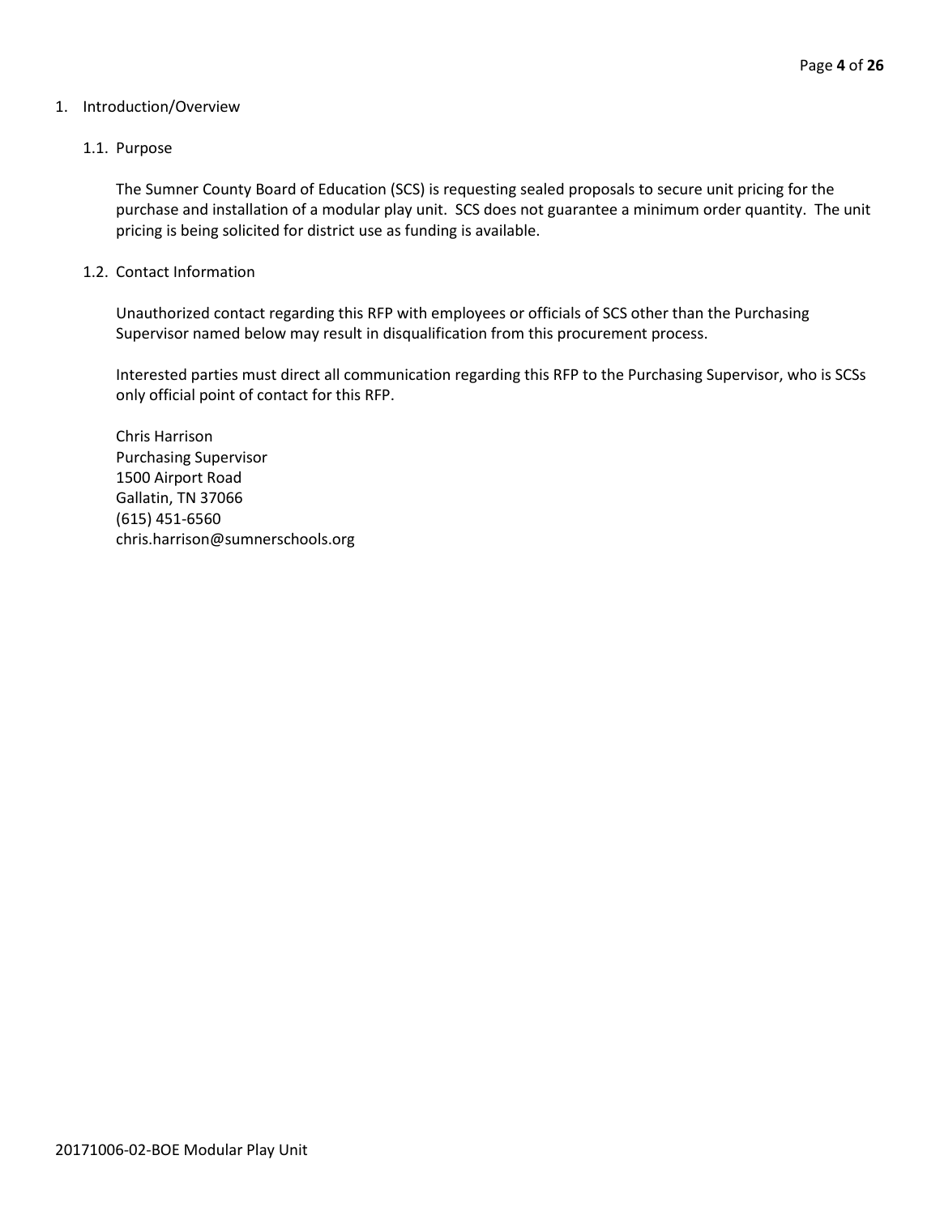# 1. Introduction/Overview

## 1.1. Purpose

The Sumner County Board of Education (SCS) is requesting sealed proposals to secure unit pricing for the purchase and installation of a modular play unit. SCS does not guarantee a minimum order quantity. The unit pricing is being solicited for district use as funding is available.

## 1.2. Contact Information

Unauthorized contact regarding this RFP with employees or officials of SCS other than the Purchasing Supervisor named below may result in disqualification from this procurement process.

Interested parties must direct all communication regarding this RFP to the Purchasing Supervisor, who is SCSs only official point of contact for this RFP.

Chris Harrison
Purchasing Supervisor
1500 Airport Road
Gallatin, TN 37066
(615) 451-6560
chris.harrison@sumnerschools.org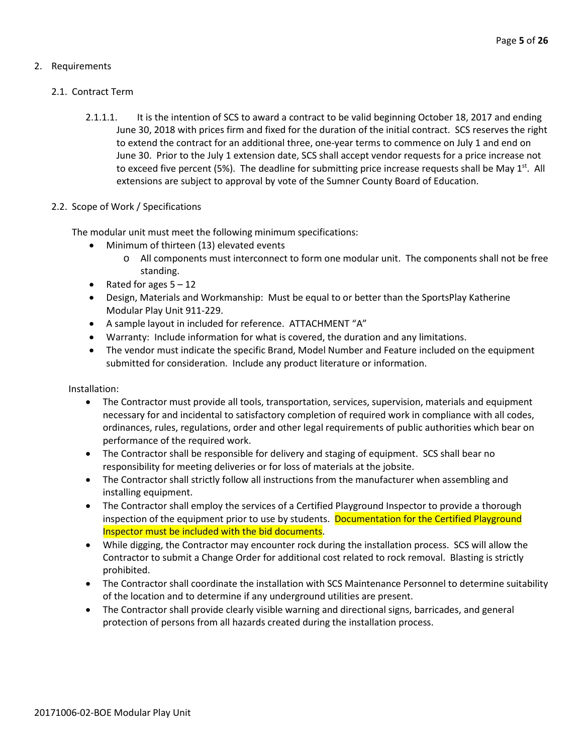## 2. Requirements

### 2.1. Contract Term

2.1.1.1. It is the intention of SCS to award a contract to be valid beginning October 18, 2017 and ending June 30, 2018 with prices firm and fixed for the duration of the initial contract. SCS reserves the right to extend the contract for an additional three, one-year terms to commence on July 1 and end on June 30. Prior to the July 1 extension date, SCS shall accept vendor requests for a price increase not to exceed five percent (5%). The deadline for submitting price increase requests shall be May 1st. All extensions are subject to approval by vote of the Sumner County Board of Education.

### 2.2. Scope of Work / Specifications

The modular unit must meet the following minimum specifications:

- Minimum of thirteen (13) elevated events
    - All components must interconnect to form one modular unit. The components shall not be free standing.
- Rated for ages 5 – 12
- Design, Materials and Workmanship: Must be equal to or better than the SportsPlay Katherine Modular Play Unit 911-229.
- A sample layout in included for reference. ATTACHMENT "A"
- Warranty: Include information for what is covered, the duration and any limitations.
- The vendor must indicate the specific Brand, Model Number and Feature included on the equipment submitted for consideration. Include any product literature or information.

Installation:

- The Contractor must provide all tools, transportation, services, supervision, materials and equipment necessary for and incidental to satisfactory completion of required work in compliance with all codes, ordinances, rules, regulations, order and other legal requirements of public authorities which bear on performance of the required work.
- The Contractor shall be responsible for delivery and staging of equipment. SCS shall bear no responsibility for meeting deliveries or for loss of materials at the jobsite.
- The Contractor shall strictly follow all instructions from the manufacturer when assembling and installing equipment.
- The Contractor shall employ the services of a Certified Playground Inspector to provide a thorough inspection of the equipment prior to use by students. Documentation for the Certified Playground Inspector must be included with the bid documents.
- While digging, the Contractor may encounter rock during the installation process. SCS will allow the Contractor to submit a Change Order for additional cost related to rock removal. Blasting is strictly prohibited.
- The Contractor shall coordinate the installation with SCS Maintenance Personnel to determine suitability of the location and to determine if any underground utilities are present.
- The Contractor shall provide clearly visible warning and directional signs, barricades, and general protection of persons from all hazards created during the installation process.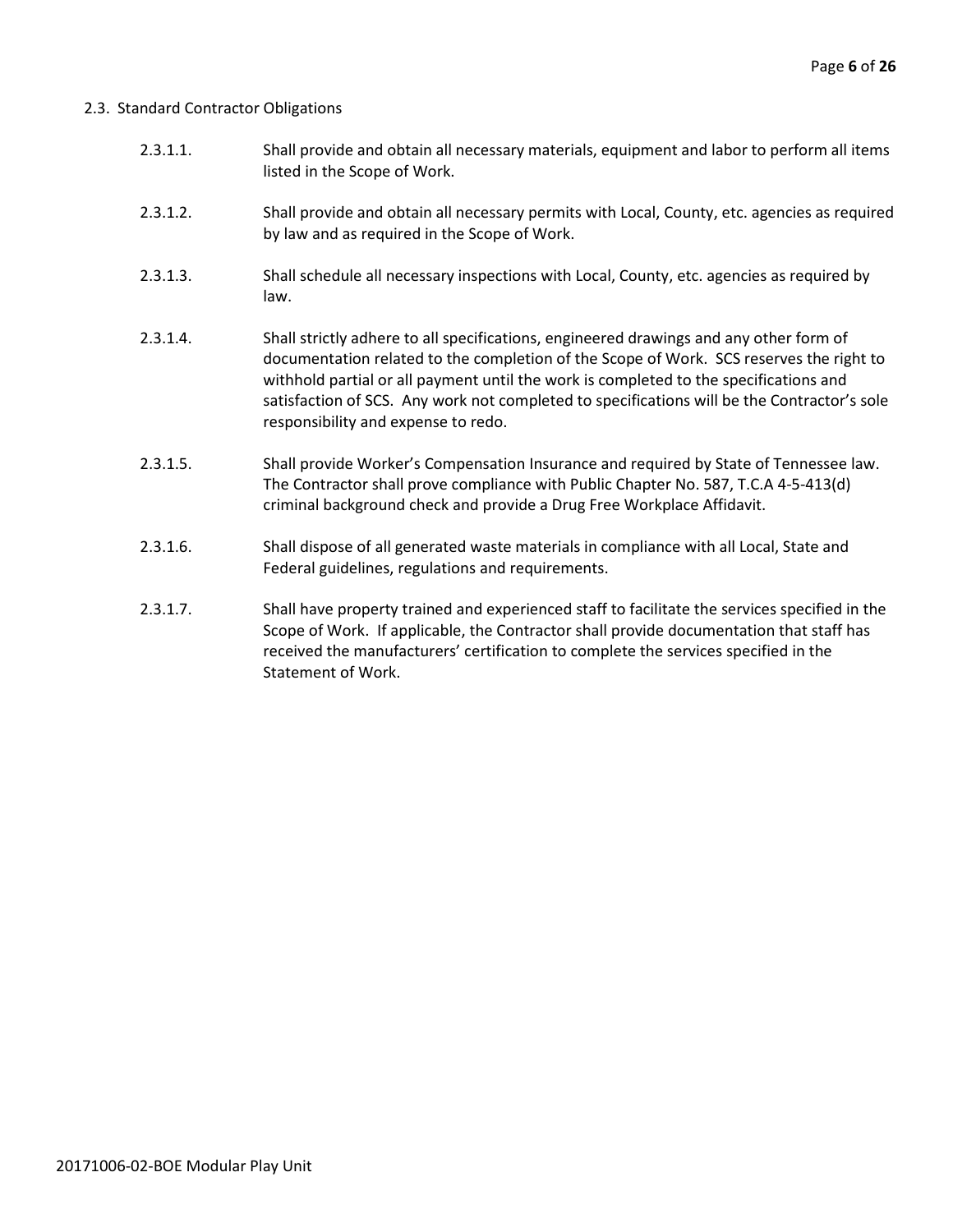## 2.3. Standard Contractor Obligations

2.3.1.1. Shall provide and obtain all necessary materials, equipment and labor to perform all items listed in the Scope of Work.

2.3.1.2. Shall provide and obtain all necessary permits with Local, County, etc. agencies as required by law and as required in the Scope of Work.

2.3.1.3. Shall schedule all necessary inspections with Local, County, etc. agencies as required by law.

2.3.1.4. Shall strictly adhere to all specifications, engineered drawings and any other form of documentation related to the completion of the Scope of Work. SCS reserves the right to withhold partial or all payment until the work is completed to the specifications and satisfaction of SCS. Any work not completed to specifications will be the Contractor's sole responsibility and expense to redo.

2.3.1.5. Shall provide Worker's Compensation Insurance and required by State of Tennessee law. The Contractor shall prove compliance with Public Chapter No. 587, T.C.A 4-5-413(d) criminal background check and provide a Drug Free Workplace Affidavit.

2.3.1.6. Shall dispose of all generated waste materials in compliance with all Local, State and Federal guidelines, regulations and requirements.

2.3.1.7. Shall have property trained and experienced staff to facilitate the services specified in the Scope of Work. If applicable, the Contractor shall provide documentation that staff has received the manufacturers' certification to complete the services specified in the Statement of Work.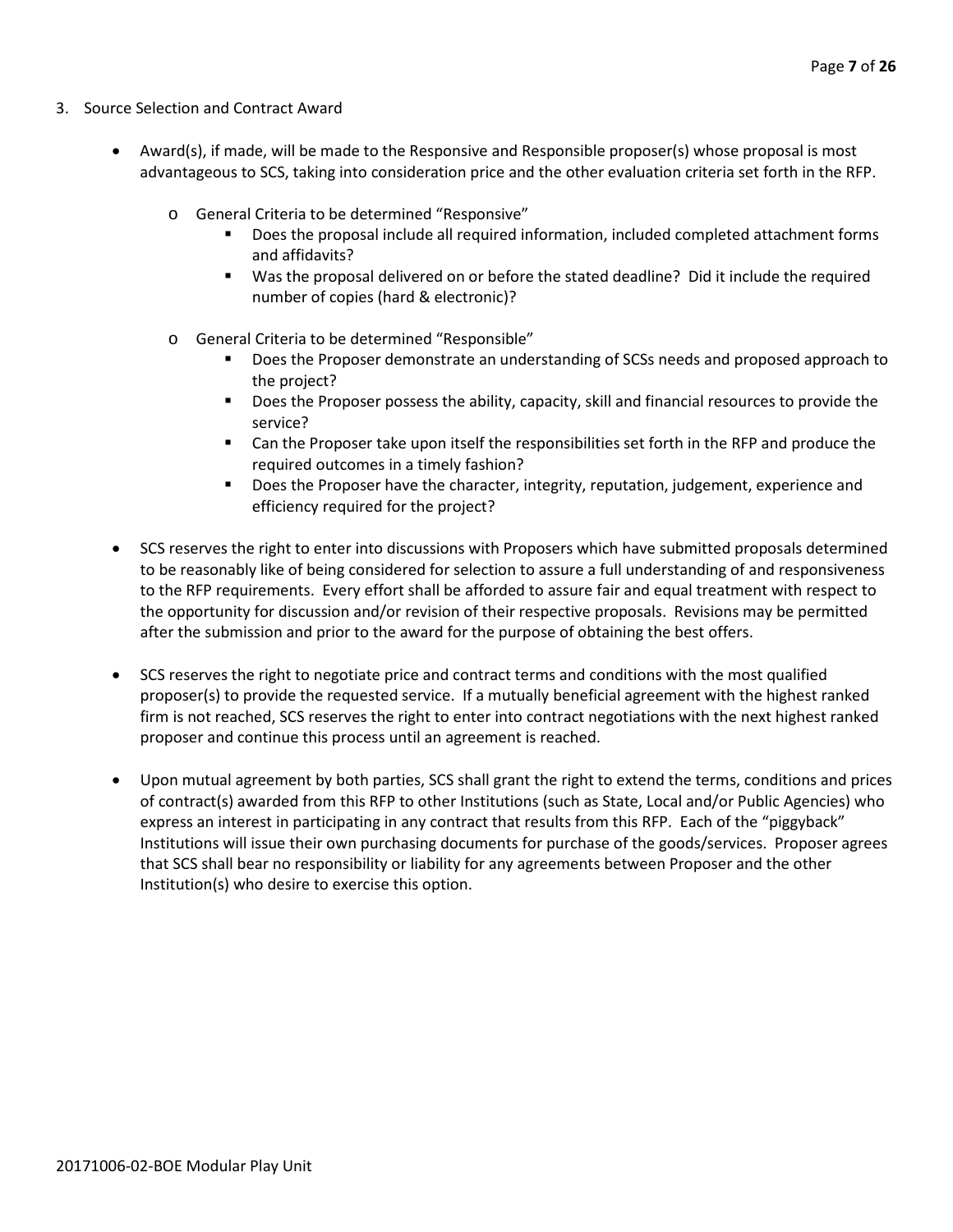3. Source Selection and Contract Award

- Award(s), if made, will be made to the Responsive and Responsible proposer(s) whose proposal is most advantageous to SCS, taking into consideration price and the other evaluation criteria set forth in the RFP.
    - General Criteria to be determined "Responsive"
        - Does the proposal include all required information, included completed attachment forms and affidavits?
        - Was the proposal delivered on or before the stated deadline? Did it include the required number of copies (hard & electronic)?
    - General Criteria to be determined "Responsible"
        - Does the Proposer demonstrate an understanding of SCSs needs and proposed approach to the project?
        - Does the Proposer possess the ability, capacity, skill and financial resources to provide the service?
        - Can the Proposer take upon itself the responsibilities set forth in the RFP and produce the required outcomes in a timely fashion?
        - Does the Proposer have the character, integrity, reputation, judgement, experience and efficiency required for the project?

- SCS reserves the right to enter into discussions with Proposers which have submitted proposals determined to be reasonably like of being considered for selection to assure a full understanding of and responsiveness to the RFP requirements. Every effort shall be afforded to assure fair and equal treatment with respect to the opportunity for discussion and/or revision of their respective proposals. Revisions may be permitted after the submission and prior to the award for the purpose of obtaining the best offers.

- SCS reserves the right to negotiate price and contract terms and conditions with the most qualified proposer(s) to provide the requested service. If a mutually beneficial agreement with the highest ranked firm is not reached, SCS reserves the right to enter into contract negotiations with the next highest ranked proposer and continue this process until an agreement is reached.

- Upon mutual agreement by both parties, SCS shall grant the right to extend the terms, conditions and prices of contract(s) awarded from this RFP to other Institutions (such as State, Local and/or Public Agencies) who express an interest in participating in any contract that results from this RFP. Each of the "piggyback" Institutions will issue their own purchasing documents for purchase of the goods/services. Proposer agrees that SCS shall bear no responsibility or liability for any agreements between Proposer and the other Institution(s) who desire to exercise this option.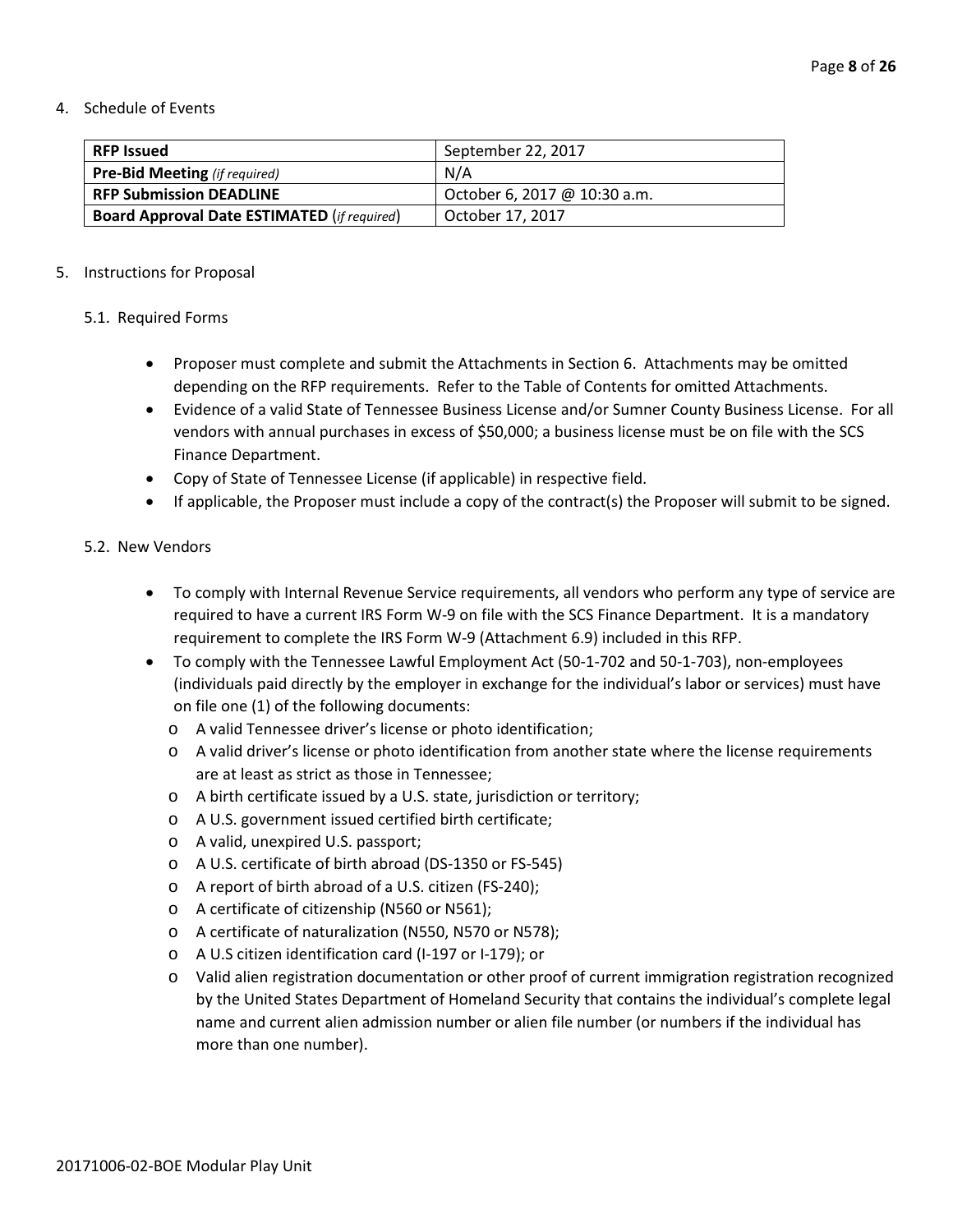4. Schedule of Events

| | |
|---|---|
| **RFP Issued** | September 22, 2017 |
| **Pre-Bid Meeting** *(if required)* | N/A |
| **RFP Submission DEADLINE** | October 6, 2017 @ 10:30 a.m. |
| **Board Approval Date ESTIMATED** (*if required*) | October 17, 2017 |

5. Instructions for Proposal

5.1. Required Forms

- Proposer must complete and submit the Attachments in Section 6. Attachments may be omitted depending on the RFP requirements. Refer to the Table of Contents for omitted Attachments.
- Evidence of a valid State of Tennessee Business License and/or Sumner County Business License. For all vendors with annual purchases in excess of $50,000; a business license must be on file with the SCS Finance Department.
- Copy of State of Tennessee License (if applicable) in respective field.
- If applicable, the Proposer must include a copy of the contract(s) the Proposer will submit to be signed.

5.2. New Vendors

- To comply with Internal Revenue Service requirements, all vendors who perform any type of service are required to have a current IRS Form W-9 on file with the SCS Finance Department. It is a mandatory requirement to complete the IRS Form W-9 (Attachment 6.9) included in this RFP.
- To comply with the Tennessee Lawful Employment Act (50-1-702 and 50-1-703), non-employees (individuals paid directly by the employer in exchange for the individual's labor or services) must have on file one (1) of the following documents:
  - A valid Tennessee driver's license or photo identification;
  - A valid driver's license or photo identification from another state where the license requirements are at least as strict as those in Tennessee;
  - A birth certificate issued by a U.S. state, jurisdiction or territory;
  - A U.S. government issued certified birth certificate;
  - A valid, unexpired U.S. passport;
  - A U.S. certificate of birth abroad (DS-1350 or FS-545)
  - A report of birth abroad of a U.S. citizen (FS-240);
  - A certificate of citizenship (N560 or N561);
  - A certificate of naturalization (N550, N570 or N578);
  - A U.S citizen identification card (I-197 or I-179); or
  - Valid alien registration documentation or other proof of current immigration registration recognized by the United States Department of Homeland Security that contains the individual's complete legal name and current alien admission number or alien file number (or numbers if the individual has more than one number).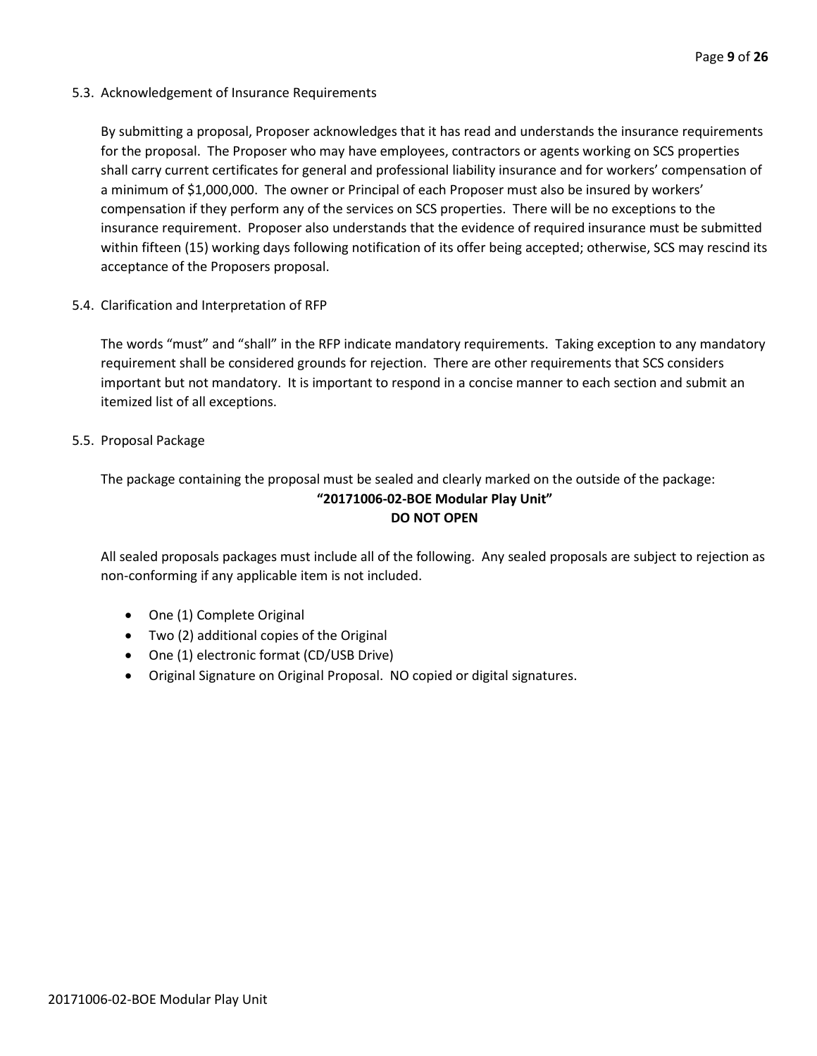### 5.3. Acknowledgement of Insurance Requirements

By submitting a proposal, Proposer acknowledges that it has read and understands the insurance requirements for the proposal. The Proposer who may have employees, contractors or agents working on SCS properties shall carry current certificates for general and professional liability insurance and for workers' compensation of a minimum of $1,000,000. The owner or Principal of each Proposer must also be insured by workers' compensation if they perform any of the services on SCS properties. There will be no exceptions to the insurance requirement. Proposer also understands that the evidence of required insurance must be submitted within fifteen (15) working days following notification of its offer being accepted; otherwise, SCS may rescind its acceptance of the Proposers proposal.

### 5.4. Clarification and Interpretation of RFP

The words "must" and "shall" in the RFP indicate mandatory requirements. Taking exception to any mandatory requirement shall be considered grounds for rejection. There are other requirements that SCS considers important but not mandatory. It is important to respond in a concise manner to each section and submit an itemized list of all exceptions.

### 5.5. Proposal Package

The package containing the proposal must be sealed and clearly marked on the outside of the package:

**"20171006-02-BOE Modular Play Unit"**
**DO NOT OPEN**

All sealed proposals packages must include all of the following. Any sealed proposals are subject to rejection as non-conforming if any applicable item is not included.

- One (1) Complete Original
- Two (2) additional copies of the Original
- One (1) electronic format (CD/USB Drive)
- Original Signature on Original Proposal. NO copied or digital signatures.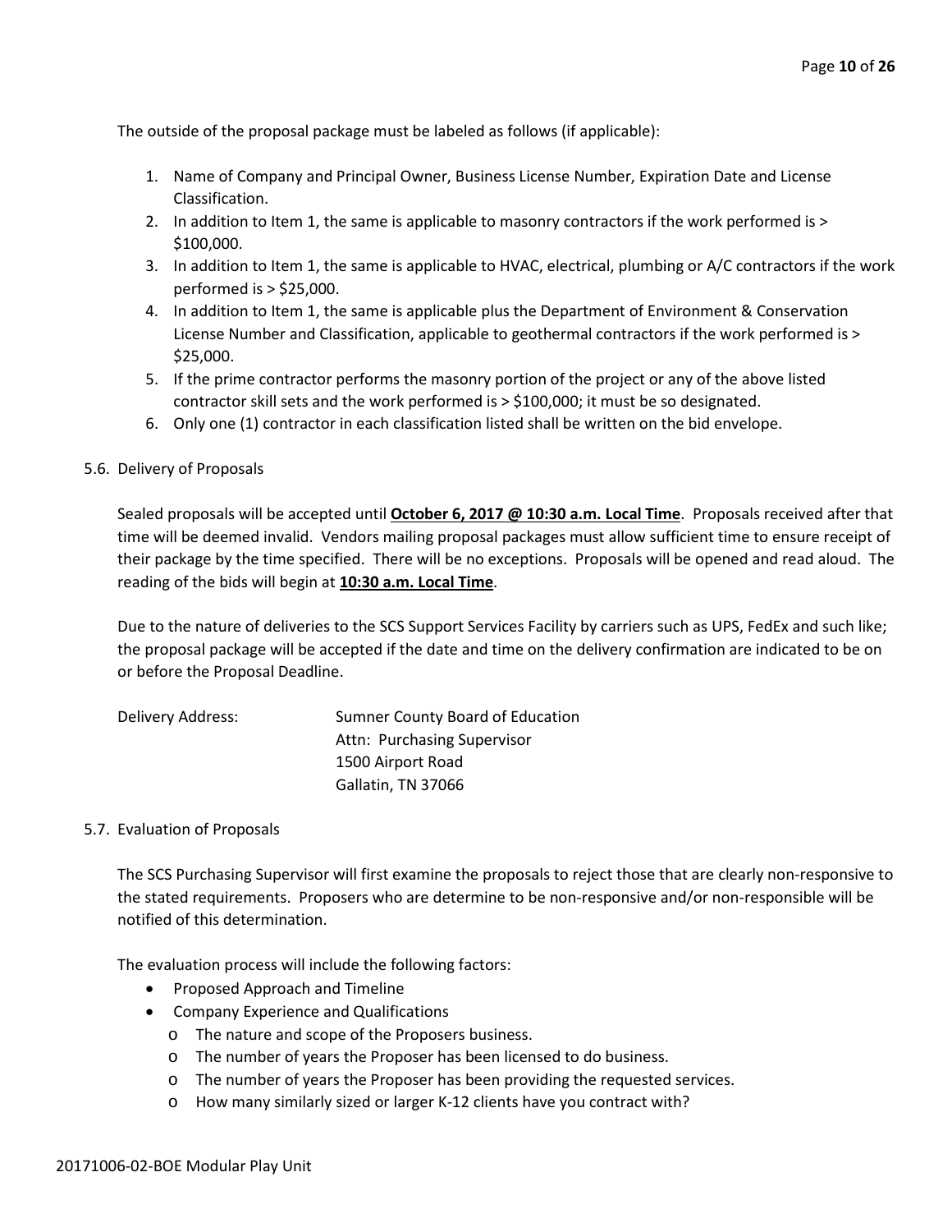The outside of the proposal package must be labeled as follows (if applicable):

1. Name of Company and Principal Owner, Business License Number, Expiration Date and License Classification.
2. In addition to Item 1, the same is applicable to masonry contractors if the work performed is > $100,000.
3. In addition to Item 1, the same is applicable to HVAC, electrical, plumbing or A/C contractors if the work performed is > $25,000.
4. In addition to Item 1, the same is applicable plus the Department of Environment & Conservation License Number and Classification, applicable to geothermal contractors if the work performed is > $25,000.
5. If the prime contractor performs the masonry portion of the project or any of the above listed contractor skill sets and the work performed is > $100,000; it must be so designated.
6. Only one (1) contractor in each classification listed shall be written on the bid envelope.

5.6. Delivery of Proposals

Sealed proposals will be accepted until **October 6, 2017 @ 10:30 a.m. Local Time**. Proposals received after that time will be deemed invalid. Vendors mailing proposal packages must allow sufficient time to ensure receipt of their package by the time specified. There will be no exceptions. Proposals will be opened and read aloud. The reading of the bids will begin at **10:30 a.m. Local Time**.

Due to the nature of deliveries to the SCS Support Services Facility by carriers such as UPS, FedEx and such like; the proposal package will be accepted if the date and time on the delivery confirmation are indicated to be on or before the Proposal Deadline.

Delivery Address:

Sumner County Board of Education
Attn: Purchasing Supervisor
1500 Airport Road
Gallatin, TN 37066

5.7. Evaluation of Proposals

The SCS Purchasing Supervisor will first examine the proposals to reject those that are clearly non-responsive to the stated requirements. Proposers who are determine to be non-responsive and/or non-responsible will be notified of this determination.

The evaluation process will include the following factors:

- Proposed Approach and Timeline
- Company Experience and Qualifications
  - The nature and scope of the Proposers business.
  - The number of years the Proposer has been licensed to do business.
  - The number of years the Proposer has been providing the requested services.
  - How many similarly sized or larger K-12 clients have you contract with?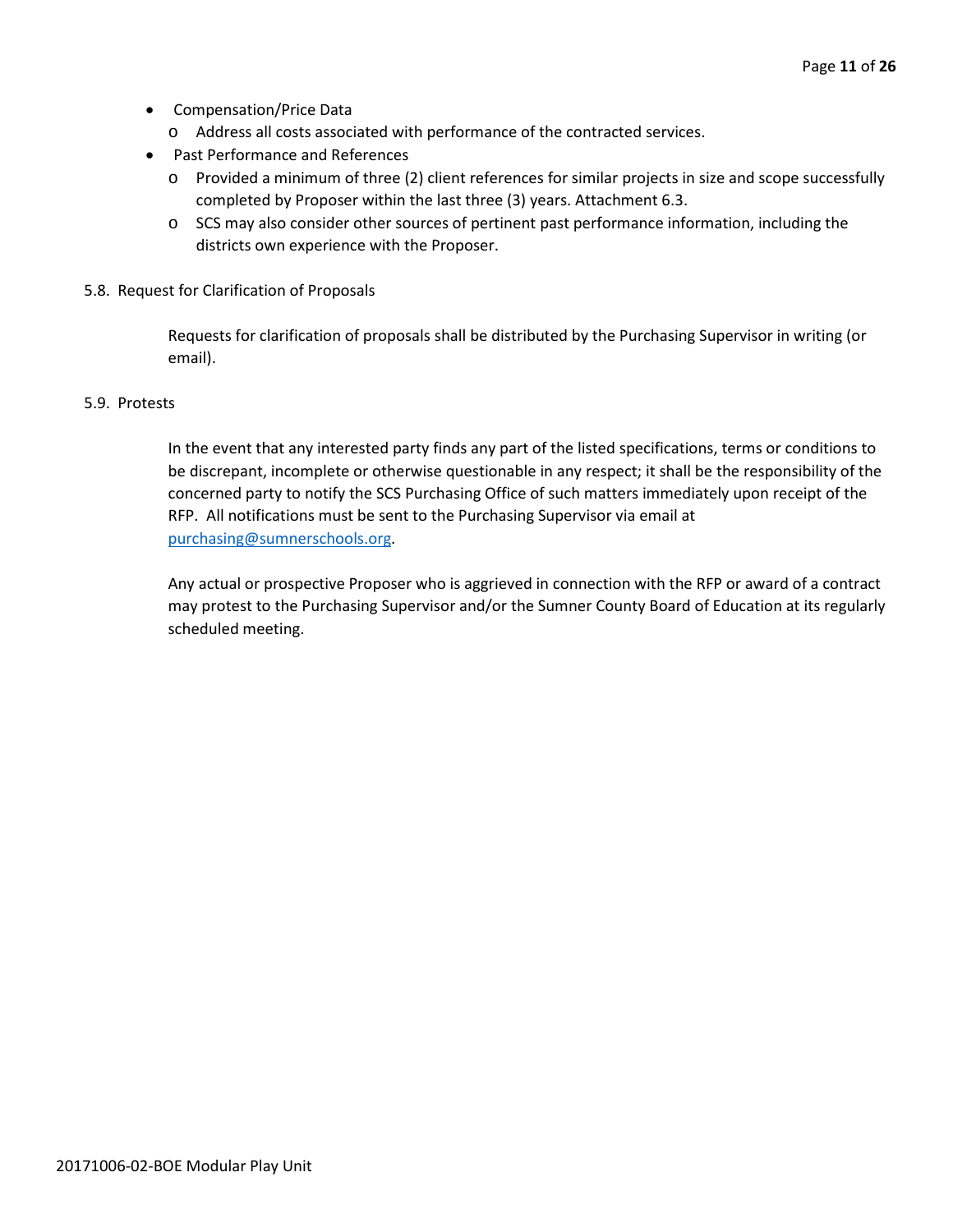- Compensation/Price Data
  - Address all costs associated with performance of the contracted services.
- Past Performance and References
  - Provided a minimum of three (2) client references for similar projects in size and scope successfully completed by Proposer within the last three (3) years. Attachment 6.3.
  - SCS may also consider other sources of pertinent past performance information, including the districts own experience with the Proposer.

### 5.8. Request for Clarification of Proposals

Requests for clarification of proposals shall be distributed by the Purchasing Supervisor in writing (or email).

### 5.9. Protests

In the event that any interested party finds any part of the listed specifications, terms or conditions to be discrepant, incomplete or otherwise questionable in any respect; it shall be the responsibility of the concerned party to notify the SCS Purchasing Office of such matters immediately upon receipt of the RFP. All notifications must be sent to the Purchasing Supervisor via email at purchasing@sumnerschools.org.

Any actual or prospective Proposer who is aggrieved in connection with the RFP or award of a contract may protest to the Purchasing Supervisor and/or the Sumner County Board of Education at its regularly scheduled meeting.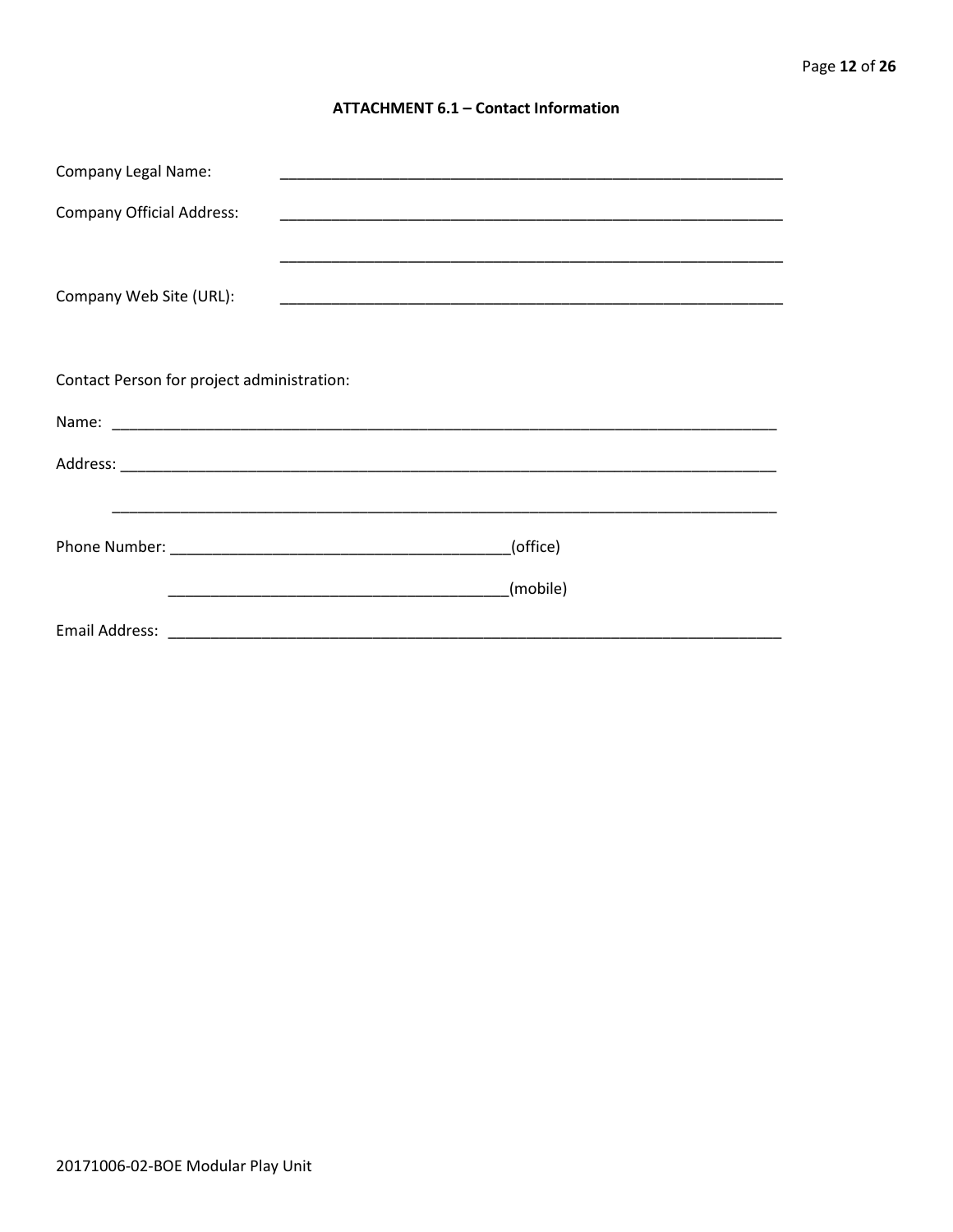## ATTACHMENT 6.1 – Contact Information

Company Legal Name: ____________________________________________________________

Company Official Address: ____________________________________________________________

____________________________________________________________

Company Web Site (URL): ____________________________________________________________

Contact Person for project administration:

Name: ________________________________________________________________________________

Address: ______________________________________________________________________________

________________________________________________________________________________

Phone Number: ________________________________________(office)

________________________________________(mobile)

Email Address: ___________________________________________________________________________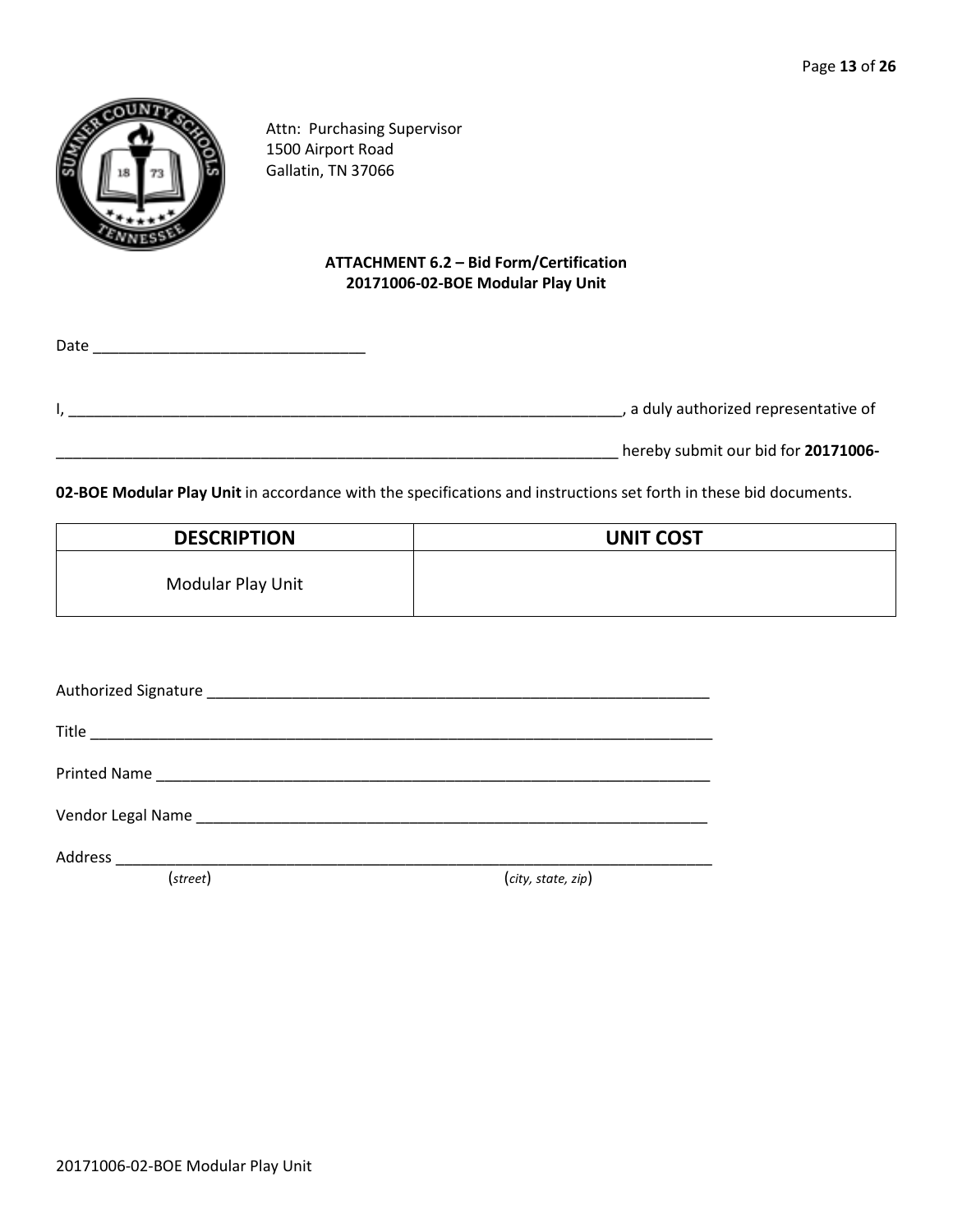Attn: Purchasing Supervisor
1500 Airport Road
Gallatin, TN 37066

**ATTACHMENT 6.2 – Bid Form/Certification**
**20171006-02-BOE Modular Play Unit**

Date ________________________________

I, ____________________________________________________________________, a duly authorized representative of

______________________________________________________________________ hereby submit our bid for **20171006-02-BOE Modular Play Unit** in accordance with the specifications and instructions set forth in these bid documents.

| DESCRIPTION | UNIT COST |
| --- | --- |
| Modular Play Unit | |

Authorized Signature ______________________________________________________________

Title ____________________________________________________________________________

Printed Name ____________________________________________________________________

Vendor Legal Name _______________________________________________________________

Address ________________________________________________________________________
(*street*) (*city, state, zip*)

20171006-02-BOE Modular Play Unit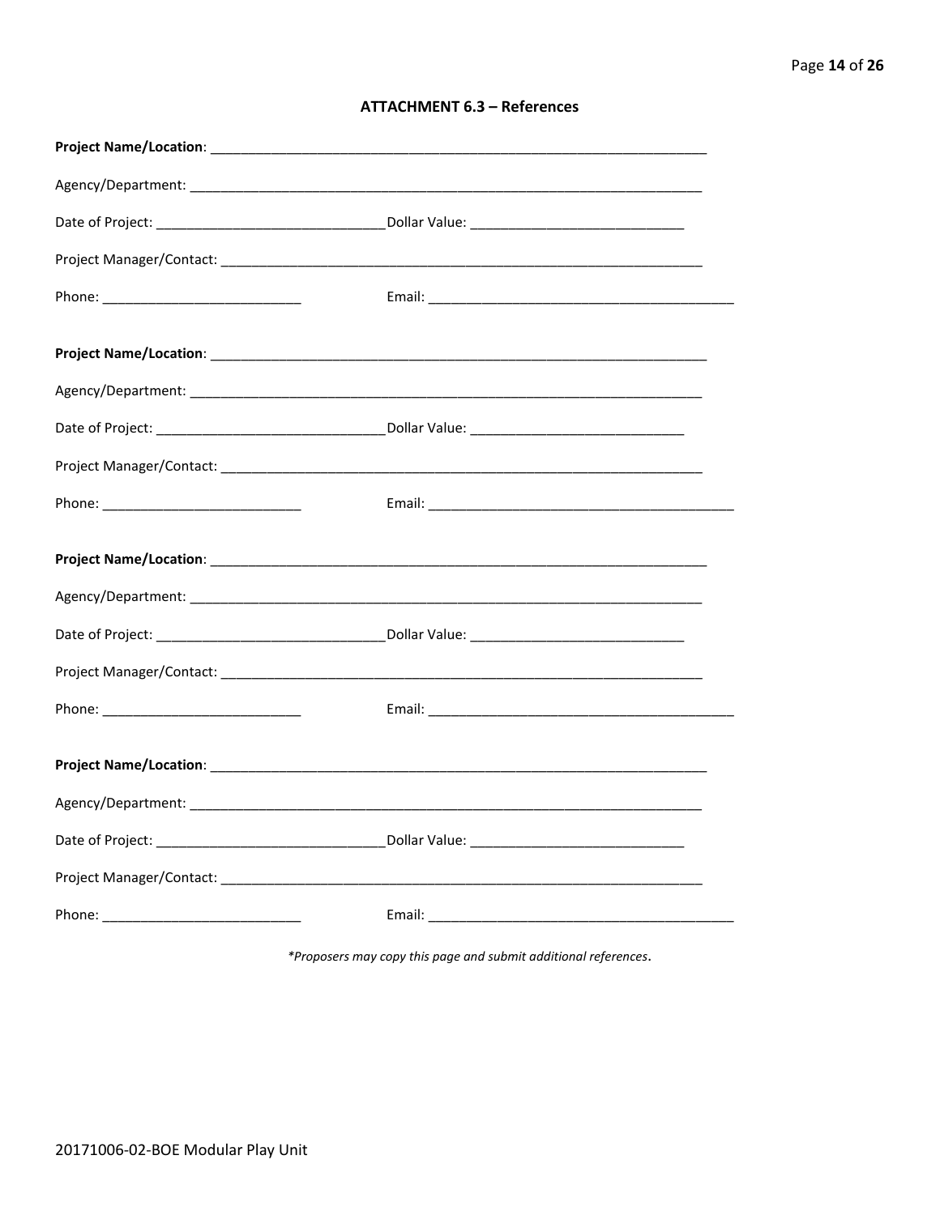### ATTACHMENT 6.3 – References

**Project Name/Location**: ____________________________________________________________________

Agency/Department: ____________________________________________________________________

Date of Project: ______________________________ Dollar Value: ____________________________

Project Manager/Contact: _______________________________________________________________

Phone: __________________________ Email: ________________________________________

**Project Name/Location**: ____________________________________________________________________

Agency/Department: ____________________________________________________________________

Date of Project: ______________________________ Dollar Value: ____________________________

Project Manager/Contact: _______________________________________________________________

Phone: __________________________ Email: ________________________________________

**Project Name/Location**: ____________________________________________________________________

Agency/Department: ____________________________________________________________________

Date of Project: ______________________________ Dollar Value: ____________________________

Project Manager/Contact: _______________________________________________________________

Phone: __________________________ Email: ________________________________________

**Project Name/Location**: ____________________________________________________________________

Agency/Department: ____________________________________________________________________

Date of Project: ______________________________ Dollar Value: ____________________________

Project Manager/Contact: _______________________________________________________________

Phone: __________________________ Email: ________________________________________

*\*Proposers may copy this page and submit additional references.*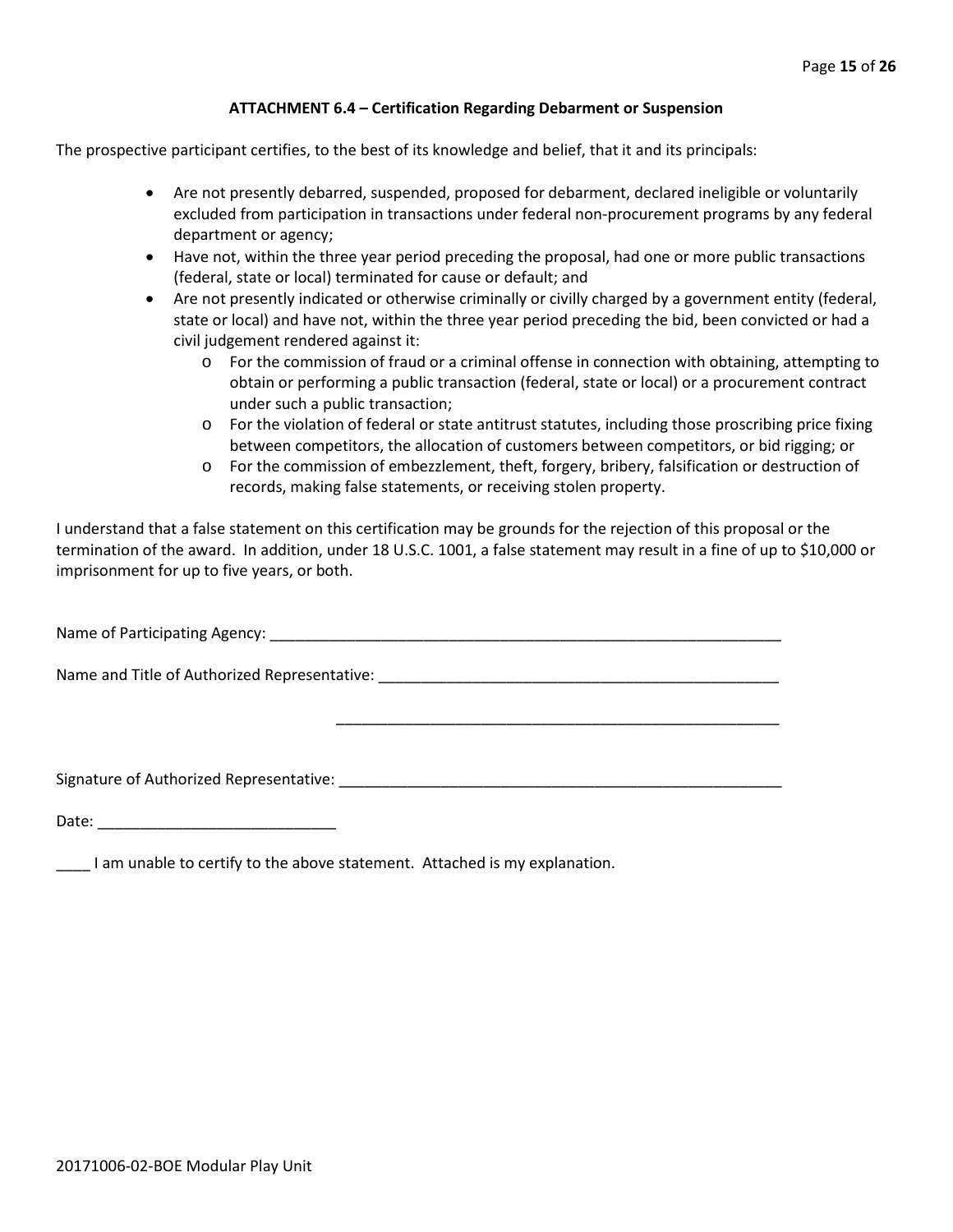### ATTACHMENT 6.4 – Certification Regarding Debarment or Suspension

The prospective participant certifies, to the best of its knowledge and belief, that it and its principals:

- Are not presently debarred, suspended, proposed for debarment, declared ineligible or voluntarily excluded from participation in transactions under federal non-procurement programs by any federal department or agency;
- Have not, within the three year period preceding the proposal, had one or more public transactions (federal, state or local) terminated for cause or default; and
- Are not presently indicated or otherwise criminally or civilly charged by a government entity (federal, state or local) and have not, within the three year period preceding the bid, been convicted or had a civil judgement rendered against it:
  - For the commission of fraud or a criminal offense in connection with obtaining, attempting to obtain or performing a public transaction (federal, state or local) or a procurement contract under such a public transaction;
  - For the violation of federal or state antitrust statutes, including those proscribing price fixing between competitors, the allocation of customers between competitors, or bid rigging; or
  - For the commission of embezzlement, theft, forgery, bribery, falsification or destruction of records, making false statements, or receiving stolen property.

I understand that a false statement on this certification may be grounds for the rejection of this proposal or the termination of the award. In addition, under 18 U.S.C. 1001, a false statement may result in a fine of up to $10,000 or imprisonment for up to five years, or both.

Name of Participating Agency: ______________________________________________________________

Name and Title of Authorized Representative: ________________________________________________

________________________________________________

Signature of Authorized Representative: _____________________________________________________

Date: ____________________________

____ I am unable to certify to the above statement. Attached is my explanation.

20171006-02-BOE Modular Play Unit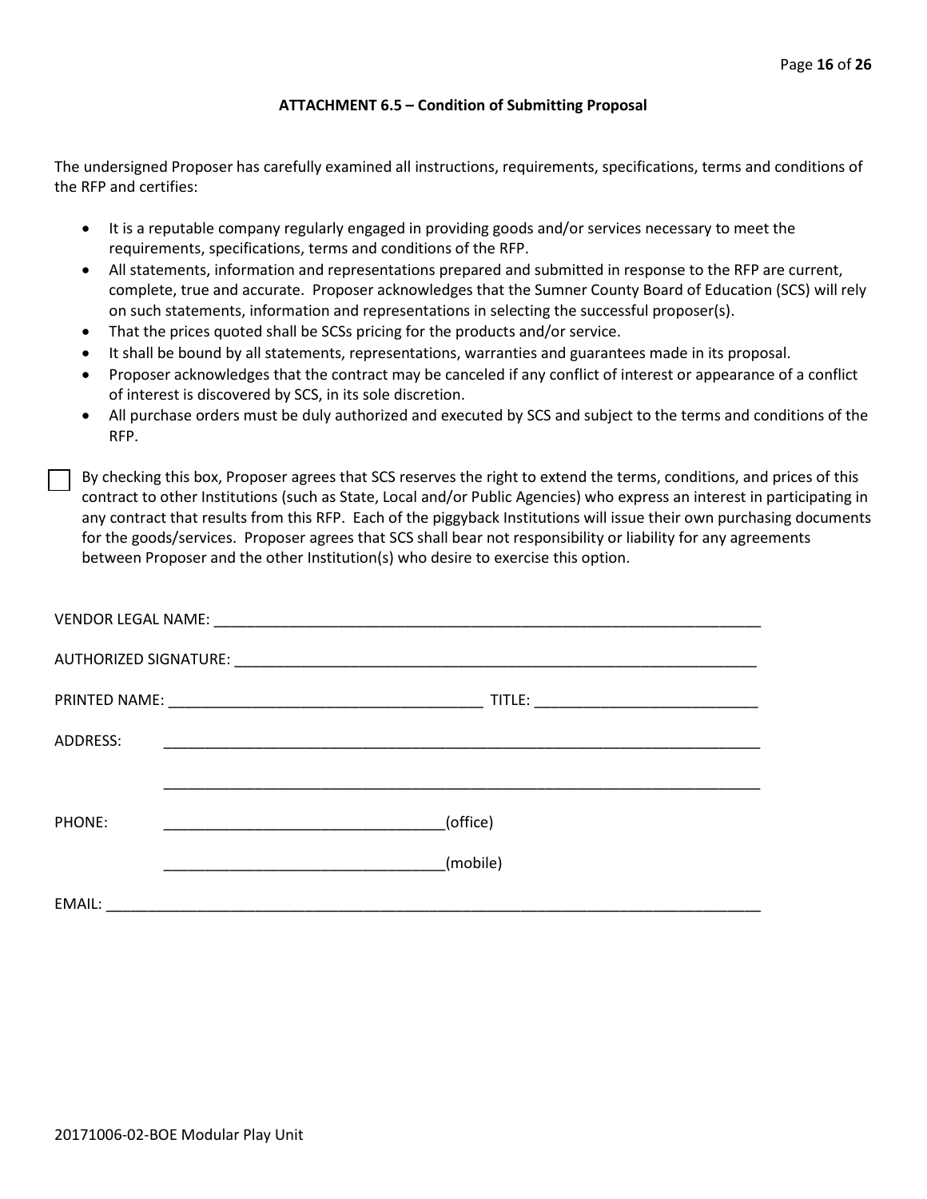### ATTACHMENT 6.5 – Condition of Submitting Proposal

The undersigned Proposer has carefully examined all instructions, requirements, specifications, terms and conditions of the RFP and certifies:

- It is a reputable company regularly engaged in providing goods and/or services necessary to meet the requirements, specifications, terms and conditions of the RFP.
- All statements, information and representations prepared and submitted in response to the RFP are current, complete, true and accurate. Proposer acknowledges that the Sumner County Board of Education (SCS) will rely on such statements, information and representations in selecting the successful proposer(s).
- That the prices quoted shall be SCSs pricing for the products and/or service.
- It shall be bound by all statements, representations, warranties and guarantees made in its proposal.
- Proposer acknowledges that the contract may be canceled if any conflict of interest or appearance of a conflict of interest is discovered by SCS, in its sole discretion.
- All purchase orders must be duly authorized and executed by SCS and subject to the terms and conditions of the RFP.

☐ By checking this box, Proposer agrees that SCS reserves the right to extend the terms, conditions, and prices of this contract to other Institutions (such as State, Local and/or Public Agencies) who express an interest in participating in any contract that results from this RFP. Each of the piggyback Institutions will issue their own purchasing documents for the goods/services. Proposer agrees that SCS shall bear not responsibility or liability for any agreements between Proposer and the other Institution(s) who desire to exercise this option.

VENDOR LEGAL NAME: ____________________________________________________________________

AUTHORIZED SIGNATURE: ________________________________________________________________

PRINTED NAME: ______________________________________ TITLE: ___________________________

ADDRESS: ________________________________________________________________________

________________________________________________________________________

PHONE: __________________________________(office)

__________________________________(mobile)

EMAIL: ________________________________________________________________________________

20171006-02-BOE Modular Play Unit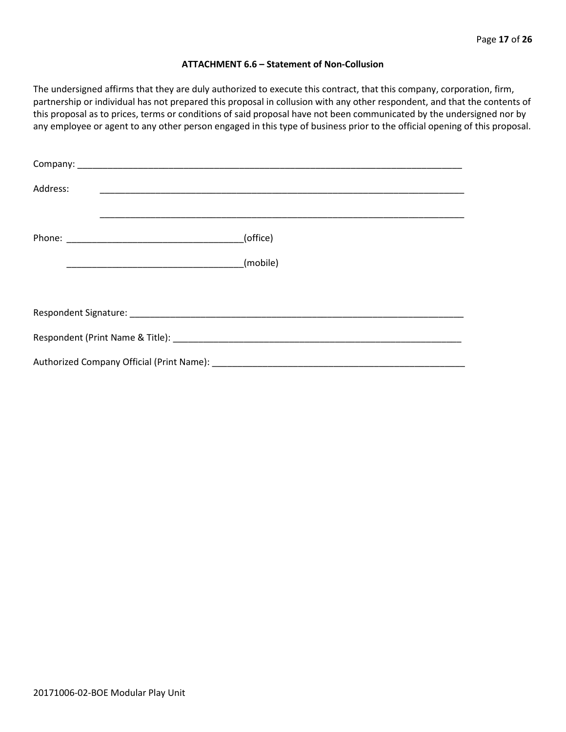**ATTACHMENT 6.6 – Statement of Non-Collusion**

The undersigned affirms that they are duly authorized to execute this contract, that this company, corporation, firm, partnership or individual has not prepared this proposal in collusion with any other respondent, and that the contents of this proposal as to prices, terms or conditions of said proposal have not been communicated by the undersigned nor by any employee or agent to any other person engaged in this type of business prior to the official opening of this proposal.

Company: ___________________________________________________________________________

Address: ___________________________________________________________________________

___________________________________________________________________________

Phone: ___________________________________(office)

___________________________________(mobile)

Respondent Signature: ________________________________________________________________

Respondent (Print Name & Title): ______________________________________________________

Authorized Company Official (Print Name): _____________________________________________

20171006-02-BOE Modular Play Unit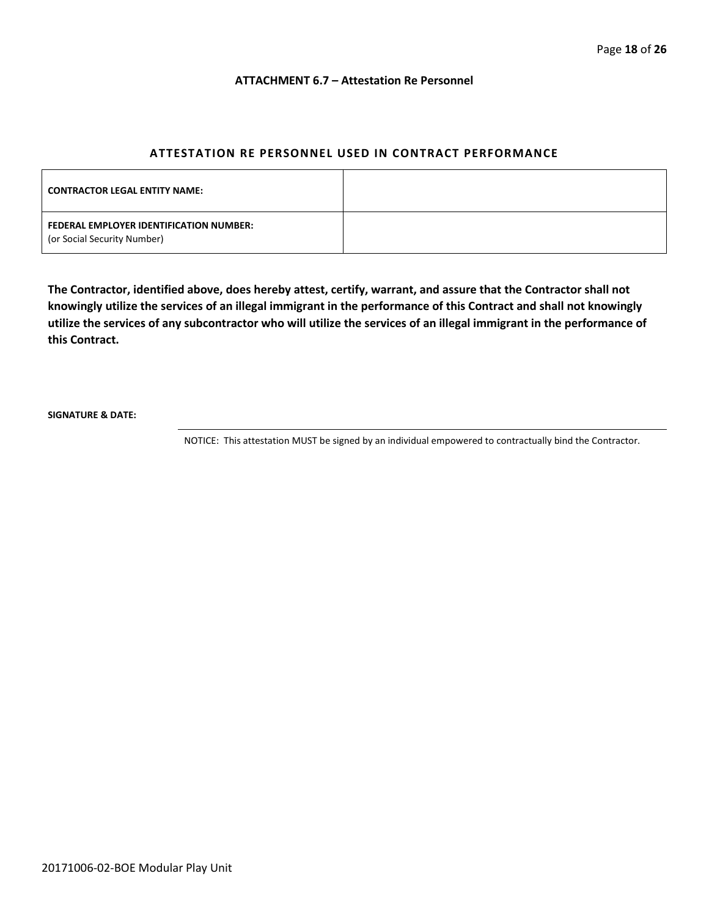### ATTACHMENT 6.7 – Attestation Re Personnel

## ATTESTATION RE PERSONNEL USED IN CONTRACT PERFORMANCE

| | |
|---|---|
| **CONTRACTOR LEGAL ENTITY NAME:** | |
| **FEDERAL EMPLOYER IDENTIFICATION NUMBER:** (or Social Security Number) | |

**The Contractor, identified above, does hereby attest, certify, warrant, and assure that the Contractor shall not knowingly utilize the services of an illegal immigrant in the performance of this Contract and shall not knowingly utilize the services of any subcontractor who will utilize the services of an illegal immigrant in the performance of this Contract.**

**SIGNATURE & DATE:**

NOTICE: This attestation MUST be signed by an individual empowered to contractually bind the Contractor.

20171006-02-BOE Modular Play Unit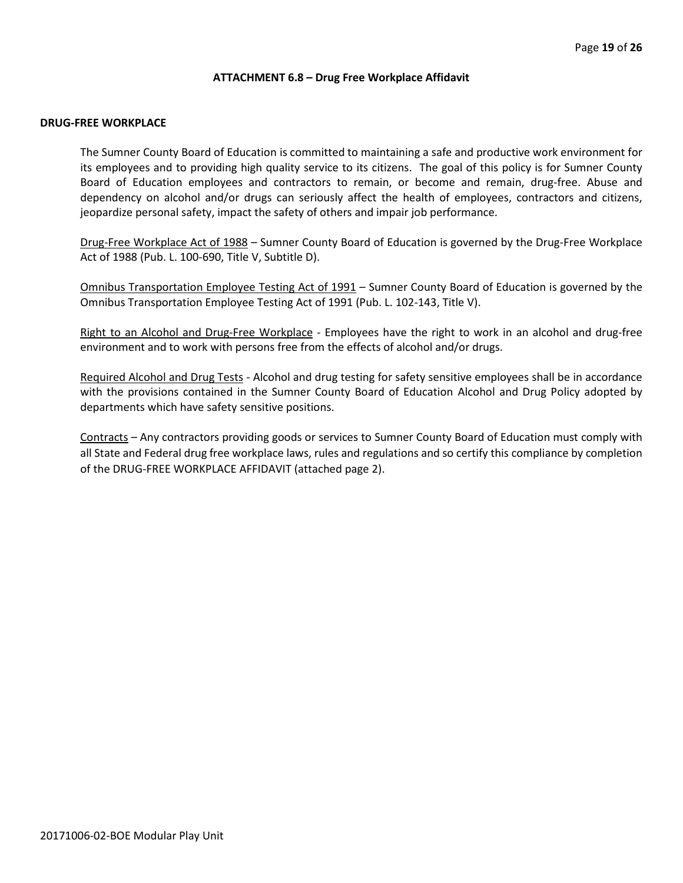## ATTACHMENT 6.8 – Drug Free Workplace Affidavit

### DRUG-FREE WORKPLACE

The Sumner County Board of Education is committed to maintaining a safe and productive work environment for its employees and to providing high quality service to its citizens. The goal of this policy is for Sumner County Board of Education employees and contractors to remain, or become and remain, drug-free. Abuse and dependency on alcohol and/or drugs can seriously affect the health of employees, contractors and citizens, jeopardize personal safety, impact the safety of others and impair job performance.

<u>Drug-Free Workplace Act of 1988</u> – Sumner County Board of Education is governed by the Drug-Free Workplace Act of 1988 (Pub. L. 100-690, Title V, Subtitle D).

<u>Omnibus Transportation Employee Testing Act of 1991</u> – Sumner County Board of Education is governed by the Omnibus Transportation Employee Testing Act of 1991 (Pub. L. 102-143, Title V).

<u>Right to an Alcohol and Drug-Free Workplace</u> - Employees have the right to work in an alcohol and drug-free environment and to work with persons free from the effects of alcohol and/or drugs.

<u>Required Alcohol and Drug Tests</u> - Alcohol and drug testing for safety sensitive employees shall be in accordance with the provisions contained in the Sumner County Board of Education Alcohol and Drug Policy adopted by departments which have safety sensitive positions.

<u>Contracts</u> – Any contractors providing goods or services to Sumner County Board of Education must comply with all State and Federal drug free workplace laws, rules and regulations and so certify this compliance by completion of the DRUG-FREE WORKPLACE AFFIDAVIT (attached page 2).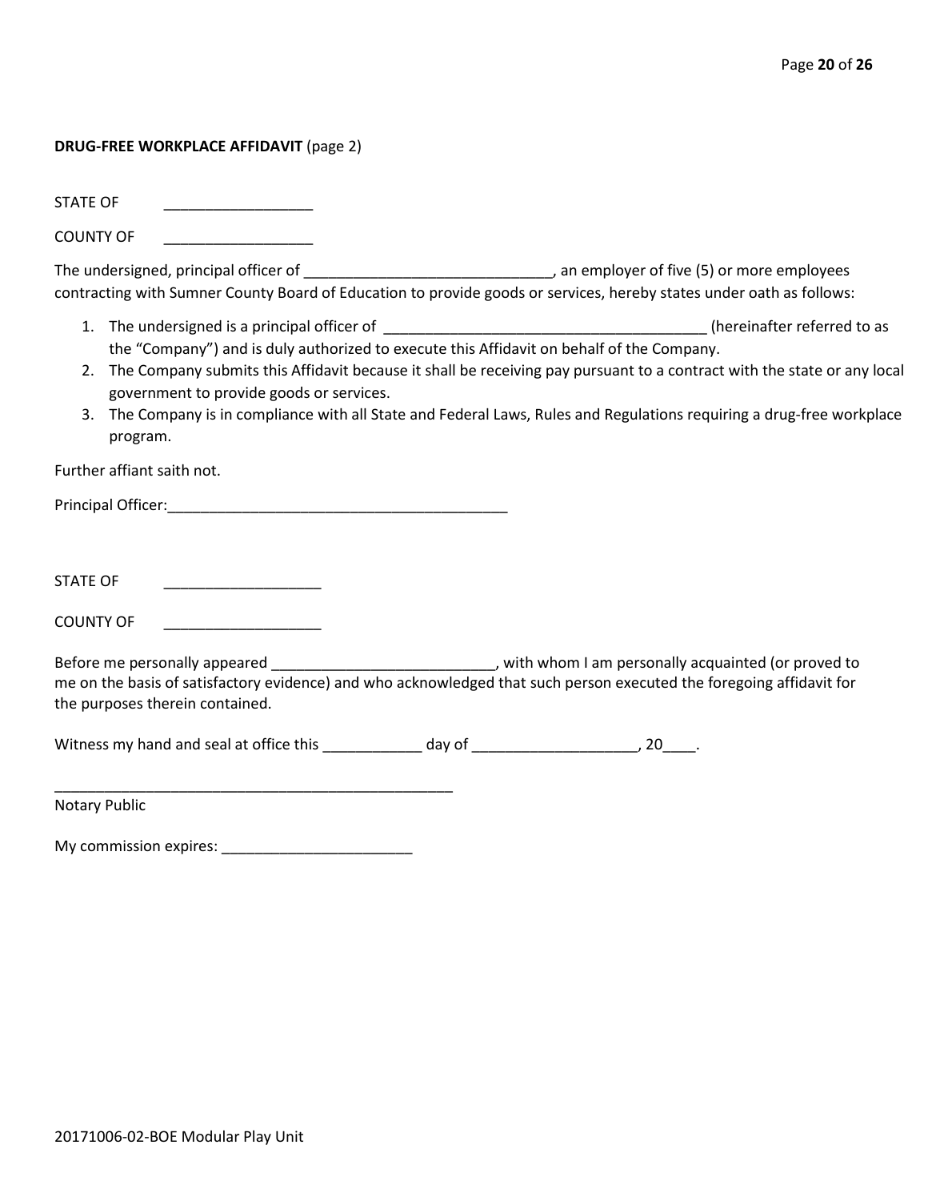**DRUG-FREE WORKPLACE AFFIDAVIT** (page 2)

STATE OF __________________

COUNTY OF __________________

The undersigned, principal officer of ______________________________, an employer of five (5) or more employees contracting with Sumner County Board of Education to provide goods or services, hereby states under oath as follows:

1. The undersigned is a principal officer of _______________________________________ (hereinafter referred to as the "Company") and is duly authorized to execute this Affidavit on behalf of the Company.
2. The Company submits this Affidavit because it shall be receiving pay pursuant to a contract with the state or any local government to provide goods or services.
3. The Company is in compliance with all State and Federal Laws, Rules and Regulations requiring a drug-free workplace program.

Further affiant saith not.

Principal Officer:_________________________________________

STATE OF ___________________

COUNTY OF ___________________

Before me personally appeared ___________________________, with whom I am personally acquainted (or proved to me on the basis of satisfactory evidence) and who acknowledged that such person executed the foregoing affidavit for the purposes therein contained.

Witness my hand and seal at office this ____________ day of ____________________, 20____.

__________________________________________________
Notary Public

My commission expires: _______________________

20171006-02-BOE Modular Play Unit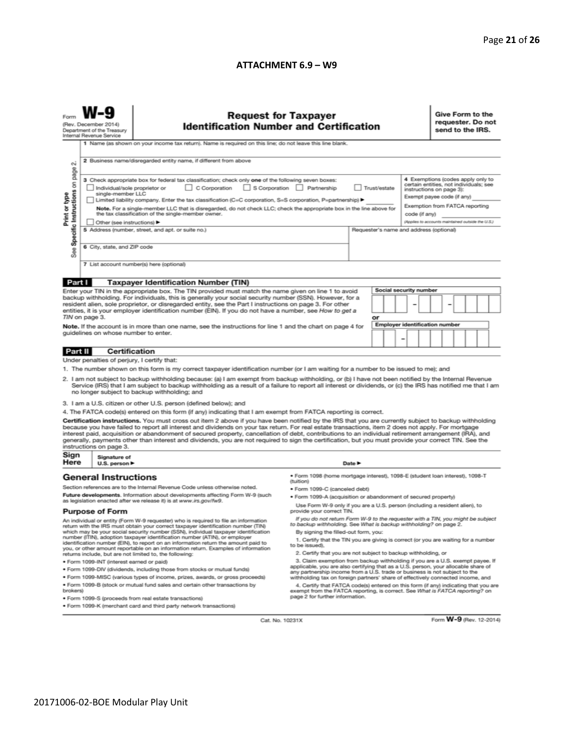## ATTACHMENT 6.9 – W9

Form **W-9**
(Rev. December 2014)
Department of the Treasury
Internal Revenue Service

# Request for Taxpayer Identification Number and Certification

**Give Form to the requester. Do not send to the IRS.**

Print or type
See Specific Instructions on page 2.

1 Name (as shown on your income tax return). Name is required on this line; do not leave this line blank.

2 Business name/disregarded entity name, if different from above

3 Check appropriate box for federal tax classification; check only **one** of the following seven boxes:

☐ Individual/sole proprietor or single-member LLC ☐ C Corporation ☐ S Corporation ☐ Partnership ☐ Trust/estate

☐ Limited liability company. Enter the tax classification (C=C corporation, S=S corporation, P=partnership) ▶ ________

**Note.** For a single-member LLC that is disregarded, do not check LLC; check the appropriate box in the line above for the tax classification of the single-member owner.

☐ Other (see instructions) ▶

4 Exemptions (codes apply only to certain entities, not individuals; see instructions on page 3):

Exempt payee code (if any) ________

Exemption from FATCA reporting code (if any) ________

(Applies to accounts maintained outside the U.S.)

5 Address (number, street, and apt. or suite no.)

Requester's name and address (optional)

6 City, state, and ZIP code

7 List account number(s) here (optional)

## Part I Taxpayer Identification Number (TIN)

Enter your TIN in the appropriate box. The TIN provided must match the name given on line 1 to avoid backup withholding. For individuals, this is generally your social security number (SSN). However, for a resident alien, sole proprietor, or disregarded entity, see the Part I instructions on page 3. For other entities, it is your employer identification number (EIN). If you do not have a number, see *How to get a TIN* on page 3.

**Note.** If the account is in more than one name, see the instructions for line 1 and the chart on page 4 for guidelines on whose number to enter.

Social security number: ___ ___ ___ – ___ ___ – ___ ___ ___ ___

or

Employer identification number: ___ ___ – ___ ___ ___ ___ ___ ___ ___

## Part II Certification

Under penalties of perjury, I certify that:

1. The number shown on this form is my correct taxpayer identification number (or I am waiting for a number to be issued to me); and
2. I am not subject to backup withholding because: (a) I am exempt from backup withholding, or (b) I have not been notified by the Internal Revenue Service (IRS) that I am subject to backup withholding as a result of a failure to report all interest or dividends, or (c) the IRS has notified me that I am no longer subject to backup withholding; and
3. I am a U.S. citizen or other U.S. person (defined below); and
4. The FATCA code(s) entered on this form (if any) indicating that I am exempt from FATCA reporting is correct.

**Certification instructions.** You must cross out item 2 above if you have been notified by the IRS that you are currently subject to backup withholding because you have failed to report all interest and dividends on your tax return. For real estate transactions, item 2 does not apply. For mortgage interest paid, acquisition or abandonment of secured property, cancellation of debt, contributions to an individual retirement arrangement (IRA), and generally, payments other than interest and dividends, you are not required to sign the certification, but you must provide your correct TIN. See the instructions on page 3.

**Sign Here** Signature of U.S. person ▶ Date ▶

## General Instructions

Section references are to the Internal Revenue Code unless otherwise noted.

**Future developments.** Information about developments affecting Form W-9 (such as legislation enacted after we release it) is at *www.irs.gov/fw9.*

### Purpose of Form

An individual or entity (Form W-9 requester) who is required to file an information return with the IRS must obtain your correct taxpayer identification number (TIN) which may be your social security number (SSN), individual taxpayer identification number (ITIN), adoption taxpayer identification number (ATIN), or employer identification number (EIN), to report on an information return the amount paid to you, or other amount reportable on an information return. Examples of information returns include, but are not limited to, the following:

- Form 1099-INT (interest earned or paid)
- Form 1099-DIV (dividends, including those from stocks or mutual funds)
- Form 1099-MISC (various types of income, prizes, awards, or gross proceeds)
- Form 1099-B (stock or mutual fund sales and certain other transactions by brokers)
- Form 1099-S (proceeds from real estate transactions)
- Form 1099-K (merchant card and third party network transactions)
- Form 1098 (home mortgage interest), 1098-E (student loan interest), 1098-T (tuition)
- Form 1099-C (canceled debt)
- Form 1099-A (acquisition or abandonment of secured property)

Use Form W-9 only if you are a U.S. person (including a resident alien), to provide your correct TIN.

*If you do not return Form W-9 to the requester with a TIN, you might be subject to backup withholding. See What is backup withholding? on page 2.*

By signing the filled-out form, you:

1. Certify that the TIN you are giving is correct (or you are waiting for a number to be issued),
2. Certify that you are not subject to backup withholding, or
3. Claim exemption from backup withholding if you are a U.S. exempt payee. If applicable, you are also certifying that as a U.S. person, your allocable share of any partnership income from a U.S. trade or business is not subject to the withholding tax on foreign partners' share of effectively connected income, and
4. Certify that FATCA code(s) entered on this form (if any) indicating that you are exempt from the FATCA reporting, is correct. See *What is FATCA reporting?* on page 2 for further information.

Cat. No. 10231X

Form **W-9** (Rev. 12-2014)

20171006-02-BOE Modular Play Unit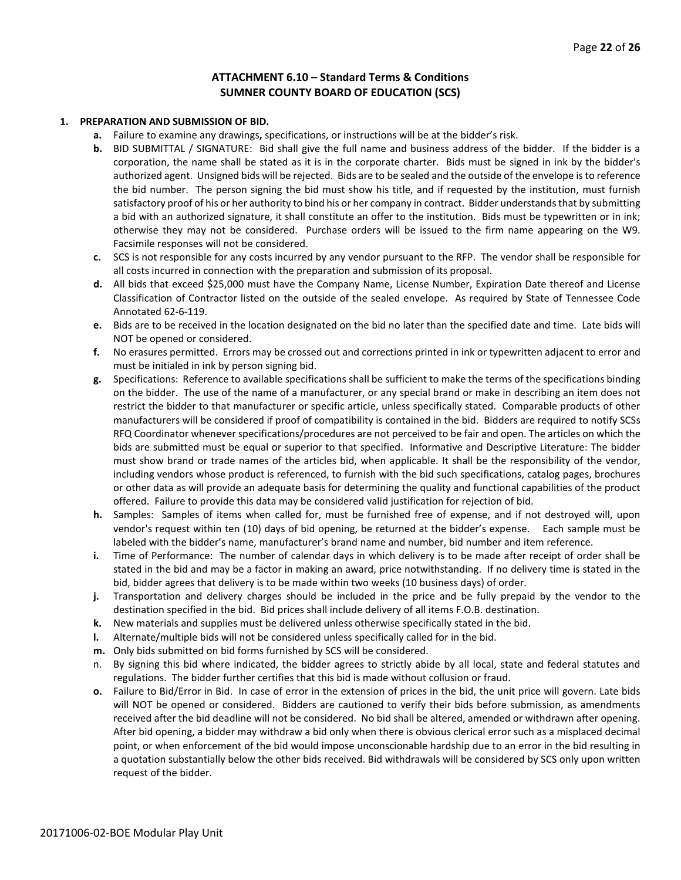## ATTACHMENT 6.10 – Standard Terms & Conditions
## SUMNER COUNTY BOARD OF EDUCATION (SCS)

**1. PREPARATION AND SUBMISSION OF BID.**

- **a.** Failure to examine any drawings**,** specifications, or instructions will be at the bidder's risk.
- **b.** BID SUBMITTAL / SIGNATURE: Bid shall give the full name and business address of the bidder. If the bidder is a corporation, the name shall be stated as it is in the corporate charter. Bids must be signed in ink by the bidder's authorized agent. Unsigned bids will be rejected. Bids are to be sealed and the outside of the envelope is to reference the bid number. The person signing the bid must show his title, and if requested by the institution, must furnish satisfactory proof of his or her authority to bind his or her company in contract. Bidder understands that by submitting a bid with an authorized signature, it shall constitute an offer to the institution. Bids must be typewritten or in ink; otherwise they may not be considered. Purchase orders will be issued to the firm name appearing on the W9. Facsimile responses will not be considered.
- **c.** SCS is not responsible for any costs incurred by any vendor pursuant to the RFP. The vendor shall be responsible for all costs incurred in connection with the preparation and submission of its proposal.
- **d.** All bids that exceed $25,000 must have the Company Name, License Number, Expiration Date thereof and License Classification of Contractor listed on the outside of the sealed envelope. As required by State of Tennessee Code Annotated 62-6-119.
- **e.** Bids are to be received in the location designated on the bid no later than the specified date and time. Late bids will NOT be opened or considered.
- **f.** No erasures permitted. Errors may be crossed out and corrections printed in ink or typewritten adjacent to error and must be initialed in ink by person signing bid.
- **g.** Specifications: Reference to available specifications shall be sufficient to make the terms of the specifications binding on the bidder. The use of the name of a manufacturer, or any special brand or make in describing an item does not restrict the bidder to that manufacturer or specific article, unless specifically stated. Comparable products of other manufacturers will be considered if proof of compatibility is contained in the bid. Bidders are required to notify SCSs RFQ Coordinator whenever specifications/procedures are not perceived to be fair and open. The articles on which the bids are submitted must be equal or superior to that specified. Informative and Descriptive Literature: The bidder must show brand or trade names of the articles bid, when applicable. It shall be the responsibility of the vendor, including vendors whose product is referenced, to furnish with the bid such specifications, catalog pages, brochures or other data as will provide an adequate basis for determining the quality and functional capabilities of the product offered. Failure to provide this data may be considered valid justification for rejection of bid.
- **h.** Samples: Samples of items when called for, must be furnished free of expense, and if not destroyed will, upon vendor's request within ten (10) days of bid opening, be returned at the bidder's expense. Each sample must be labeled with the bidder's name, manufacturer's brand name and number, bid number and item reference.
- **i.** Time of Performance: The number of calendar days in which delivery is to be made after receipt of order shall be stated in the bid and may be a factor in making an award, price notwithstanding. If no delivery time is stated in the bid, bidder agrees that delivery is to be made within two weeks (10 business days) of order.
- **j.** Transportation and delivery charges should be included in the price and be fully prepaid by the vendor to the destination specified in the bid. Bid prices shall include delivery of all items F.O.B. destination.
- **k.** New materials and supplies must be delivered unless otherwise specifically stated in the bid.
- **l.** Alternate/multiple bids will not be considered unless specifically called for in the bid.
- **m.** Only bids submitted on bid forms furnished by SCS will be considered.
- n. By signing this bid where indicated, the bidder agrees to strictly abide by all local, state and federal statutes and regulations. The bidder further certifies that this bid is made without collusion or fraud.
- **o.** Failure to Bid/Error in Bid. In case of error in the extension of prices in the bid, the unit price will govern. Late bids will NOT be opened or considered. Bidders are cautioned to verify their bids before submission, as amendments received after the bid deadline will not be considered. No bid shall be altered, amended or withdrawn after opening. After bid opening, a bidder may withdraw a bid only when there is obvious clerical error such as a misplaced decimal point, or when enforcement of the bid would impose unconscionable hardship due to an error in the bid resulting in a quotation substantially below the other bids received. Bid withdrawals will be considered by SCS only upon written request of the bidder.

20171006-02-BOE Modular Play Unit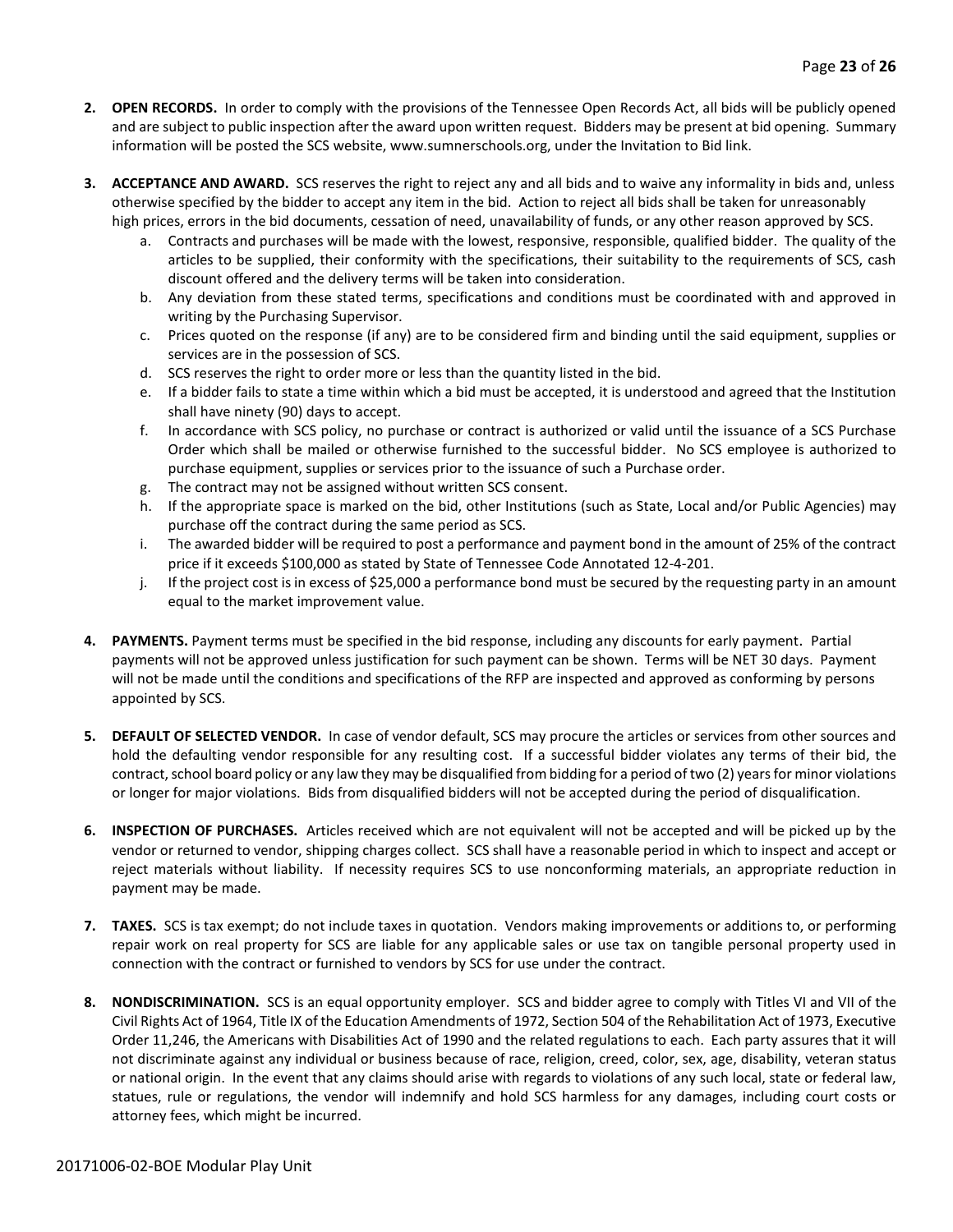2. **OPEN RECORDS.** In order to comply with the provisions of the Tennessee Open Records Act, all bids will be publicly opened and are subject to public inspection after the award upon written request. Bidders may be present at bid opening. Summary information will be posted the SCS website, www.sumnerschools.org, under the Invitation to Bid link.

3. **ACCEPTANCE AND AWARD.** SCS reserves the right to reject any and all bids and to waive any informality in bids and, unless otherwise specified by the bidder to accept any item in the bid. Action to reject all bids shall be taken for unreasonably high prices, errors in the bid documents, cessation of need, unavailability of funds, or any other reason approved by SCS.
   a. Contracts and purchases will be made with the lowest, responsive, responsible, qualified bidder. The quality of the articles to be supplied, their conformity with the specifications, their suitability to the requirements of SCS, cash discount offered and the delivery terms will be taken into consideration.
   b. Any deviation from these stated terms, specifications and conditions must be coordinated with and approved in writing by the Purchasing Supervisor.
   c. Prices quoted on the response (if any) are to be considered firm and binding until the said equipment, supplies or services are in the possession of SCS.
   d. SCS reserves the right to order more or less than the quantity listed in the bid.
   e. If a bidder fails to state a time within which a bid must be accepted, it is understood and agreed that the Institution shall have ninety (90) days to accept.
   f. In accordance with SCS policy, no purchase or contract is authorized or valid until the issuance of a SCS Purchase Order which shall be mailed or otherwise furnished to the successful bidder. No SCS employee is authorized to purchase equipment, supplies or services prior to the issuance of such a Purchase order.
   g. The contract may not be assigned without written SCS consent.
   h. If the appropriate space is marked on the bid, other Institutions (such as State, Local and/or Public Agencies) may purchase off the contract during the same period as SCS.
   i. The awarded bidder will be required to post a performance and payment bond in the amount of 25% of the contract price if it exceeds $100,000 as stated by State of Tennessee Code Annotated 12-4-201.
   j. If the project cost is in excess of $25,000 a performance bond must be secured by the requesting party in an amount equal to the market improvement value.

4. **PAYMENTS.** Payment terms must be specified in the bid response, including any discounts for early payment. Partial payments will not be approved unless justification for such payment can be shown. Terms will be NET 30 days. Payment will not be made until the conditions and specifications of the RFP are inspected and approved as conforming by persons appointed by SCS.

5. **DEFAULT OF SELECTED VENDOR.** In case of vendor default, SCS may procure the articles or services from other sources and hold the defaulting vendor responsible for any resulting cost. If a successful bidder violates any terms of their bid, the contract, school board policy or any law they may be disqualified from bidding for a period of two (2) years for minor violations or longer for major violations. Bids from disqualified bidders will not be accepted during the period of disqualification.

6. **INSPECTION OF PURCHASES.** Articles received which are not equivalent will not be accepted and will be picked up by the vendor or returned to vendor, shipping charges collect. SCS shall have a reasonable period in which to inspect and accept or reject materials without liability. If necessity requires SCS to use nonconforming materials, an appropriate reduction in payment may be made.

7. **TAXES.** SCS is tax exempt; do not include taxes in quotation. Vendors making improvements or additions to, or performing repair work on real property for SCS are liable for any applicable sales or use tax on tangible personal property used in connection with the contract or furnished to vendors by SCS for use under the contract.

8. **NONDISCRIMINATION.** SCS is an equal opportunity employer. SCS and bidder agree to comply with Titles VI and VII of the Civil Rights Act of 1964, Title IX of the Education Amendments of 1972, Section 504 of the Rehabilitation Act of 1973, Executive Order 11,246, the Americans with Disabilities Act of 1990 and the related regulations to each. Each party assures that it will not discriminate against any individual or business because of race, religion, creed, color, sex, age, disability, veteran status or national origin. In the event that any claims should arise with regards to violations of any such local, state or federal law, statues, rule or regulations, the vendor will indemnify and hold SCS harmless for any damages, including court costs or attorney fees, which might be incurred.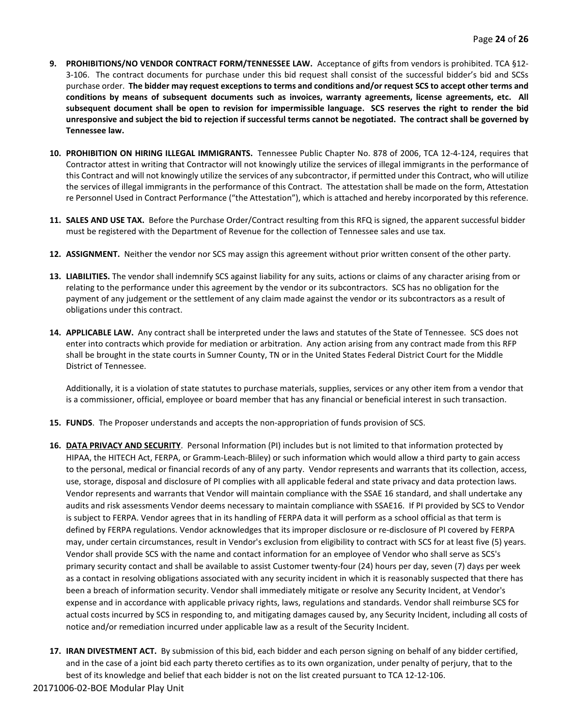9. **PROHIBITIONS/NO VENDOR CONTRACT FORM/TENNESSEE LAW.** Acceptance of gifts from vendors is prohibited. TCA §12-3-106. The contract documents for purchase under this bid request shall consist of the successful bidder's bid and SCSs purchase order. **The bidder may request exceptions to terms and conditions and/or request SCS to accept other terms and conditions by means of subsequent documents such as invoices, warranty agreements, license agreements, etc. All subsequent document shall be open to revision for impermissible language. SCS reserves the right to render the bid unresponsive and subject the bid to rejection if successful terms cannot be negotiated. The contract shall be governed by Tennessee law.**

10. **PROHIBITION ON HIRING ILLEGAL IMMIGRANTS.** Tennessee Public Chapter No. 878 of 2006, TCA 12-4-124, requires that Contractor attest in writing that Contractor will not knowingly utilize the services of illegal immigrants in the performance of this Contract and will not knowingly utilize the services of any subcontractor, if permitted under this Contract, who will utilize the services of illegal immigrants in the performance of this Contract. The attestation shall be made on the form, Attestation re Personnel Used in Contract Performance ("the Attestation"), which is attached and hereby incorporated by this reference.

11. **SALES AND USE TAX.** Before the Purchase Order/Contract resulting from this RFQ is signed, the apparent successful bidder must be registered with the Department of Revenue for the collection of Tennessee sales and use tax.

12. **ASSIGNMENT.** Neither the vendor nor SCS may assign this agreement without prior written consent of the other party.

13. **LIABILITIES.** The vendor shall indemnify SCS against liability for any suits, actions or claims of any character arising from or relating to the performance under this agreement by the vendor or its subcontractors. SCS has no obligation for the payment of any judgement or the settlement of any claim made against the vendor or its subcontractors as a result of obligations under this contract.

14. **APPLICABLE LAW.** Any contract shall be interpreted under the laws and statutes of the State of Tennessee. SCS does not enter into contracts which provide for mediation or arbitration. Any action arising from any contract made from this RFP shall be brought in the state courts in Sumner County, TN or in the United States Federal District Court for the Middle District of Tennessee.

    Additionally, it is a violation of state statutes to purchase materials, supplies, services or any other item from a vendor that is a commissioner, official, employee or board member that has any financial or beneficial interest in such transaction.

15. **FUNDS**. The Proposer understands and accepts the non-appropriation of funds provision of SCS.

16. **DATA PRIVACY AND SECURITY**. Personal Information (PI) includes but is not limited to that information protected by HIPAA, the HITECH Act, FERPA, or Gramm-Leach-Bliley) or such information which would allow a third party to gain access to the personal, medical or financial records of any of any party. Vendor represents and warrants that its collection, access, use, storage, disposal and disclosure of PI complies with all applicable federal and state privacy and data protection laws. Vendor represents and warrants that Vendor will maintain compliance with the SSAE 16 standard, and shall undertake any audits and risk assessments Vendor deems necessary to maintain compliance with SSAE16. If PI provided by SCS to Vendor is subject to FERPA. Vendor agrees that in its handling of FERPA data it will perform as a school official as that term is defined by FERPA regulations. Vendor acknowledges that its improper disclosure or re-disclosure of PI covered by FERPA may, under certain circumstances, result in Vendor's exclusion from eligibility to contract with SCS for at least five (5) years. Vendor shall provide SCS with the name and contact information for an employee of Vendor who shall serve as SCS's primary security contact and shall be available to assist Customer twenty-four (24) hours per day, seven (7) days per week as a contact in resolving obligations associated with any security incident in which it is reasonably suspected that there has been a breach of information security. Vendor shall immediately mitigate or resolve any Security Incident, at Vendor's expense and in accordance with applicable privacy rights, laws, regulations and standards. Vendor shall reimburse SCS for actual costs incurred by SCS in responding to, and mitigating damages caused by, any Security Incident, including all costs of notice and/or remediation incurred under applicable law as a result of the Security Incident.

17. **IRAN DIVESTMENT ACT.** By submission of this bid, each bidder and each person signing on behalf of any bidder certified, and in the case of a joint bid each party thereto certifies as to its own organization, under penalty of perjury, that to the best of its knowledge and belief that each bidder is not on the list created pursuant to TCA 12-12-106.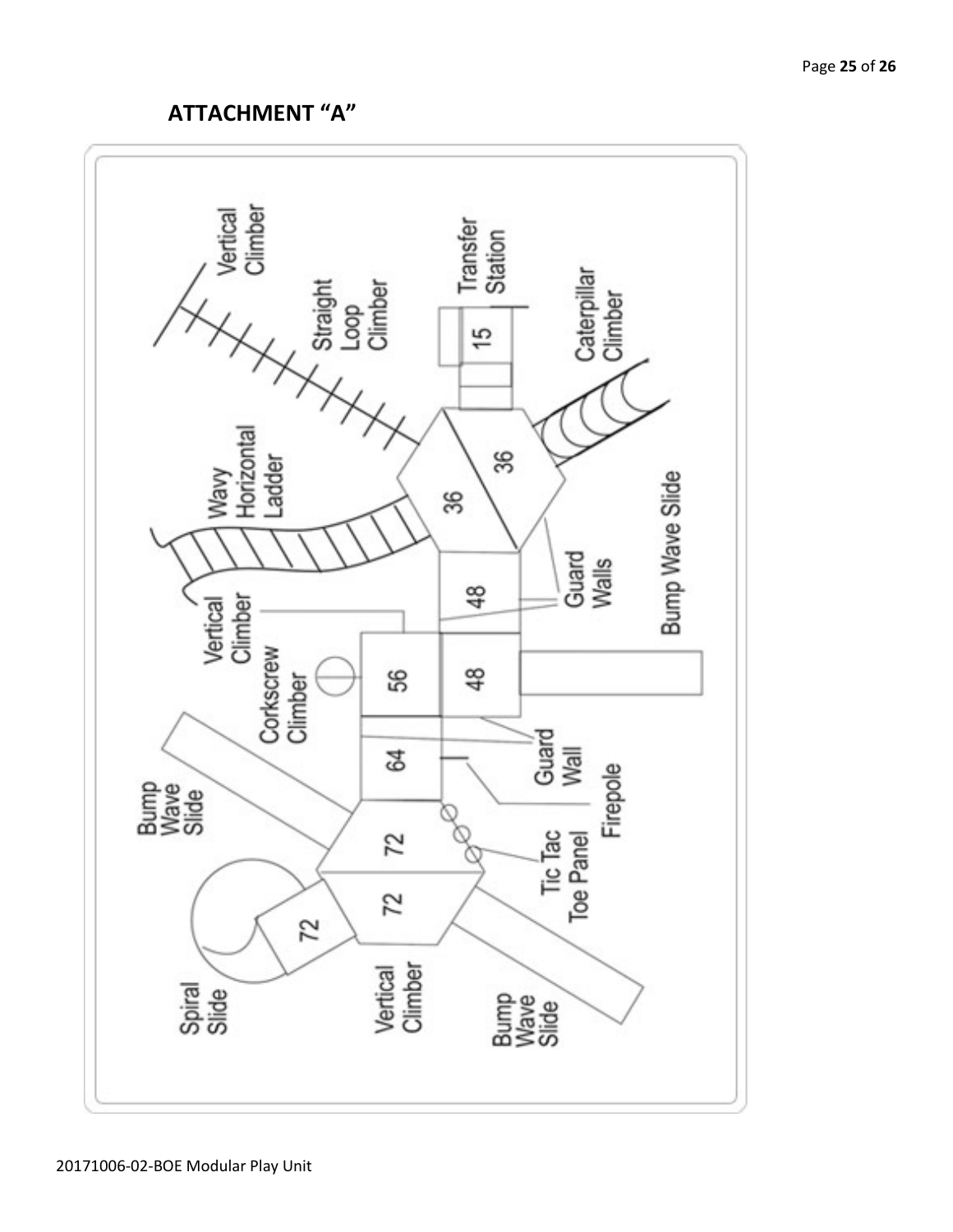## ATTACHMENT "A"

Vertical Climber

Straight Loop Climber

Transfer Station

15

Caterpillar Climber

Wavy Horizontal Ladder

36

36

Bump Wave Slide

Guard Walls

48

Vertical Climber

56

48

Corkscrew Climber

64

Guard Wall

Firepole

Bump Wave Slide

72

Tic Tac Toe Panel

72

72

Spiral Slide

Vertical Climber

Bump Wave Slide

20171006-02-BOE Modular Play Unit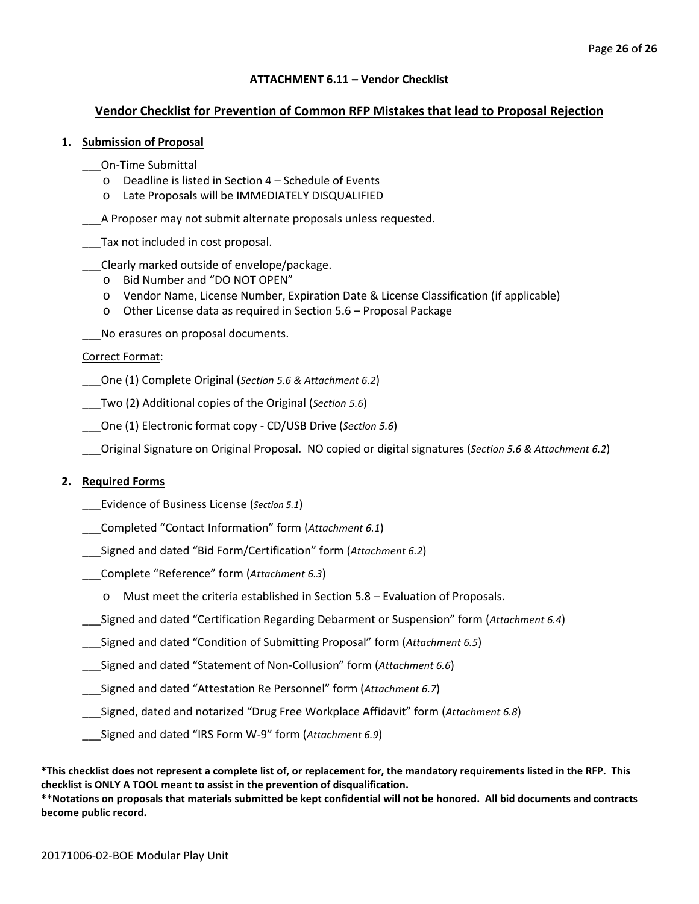**ATTACHMENT 6.11 – Vendor Checklist**

## Vendor Checklist for Prevention of Common RFP Mistakes that lead to Proposal Rejection

### 1. Submission of Proposal

___On-Time Submittal

- Deadline is listed in Section 4 – Schedule of Events
- Late Proposals will be IMMEDIATELY DISQUALIFIED

___A Proposer may not submit alternate proposals unless requested.

___Tax not included in cost proposal.

___Clearly marked outside of envelope/package.

- Bid Number and "DO NOT OPEN"
- Vendor Name, License Number, Expiration Date & License Classification (if applicable)
- Other License data as required in Section 5.6 – Proposal Package

___No erasures on proposal documents.

Correct Format:

___One (1) Complete Original (*Section 5.6 & Attachment 6.2*)

___Two (2) Additional copies of the Original (*Section 5.6*)

___One (1) Electronic format copy - CD/USB Drive (*Section 5.6*)

___Original Signature on Original Proposal. NO copied or digital signatures (*Section 5.6 & Attachment 6.2*)

### 2. Required Forms

___Evidence of Business License (*Section 5.1*)

___Completed "Contact Information" form (*Attachment 6.1*)

___Signed and dated "Bid Form/Certification" form (*Attachment 6.2*)

___Complete "Reference" form (*Attachment 6.3*)

- Must meet the criteria established in Section 5.8 – Evaluation of Proposals.

___Signed and dated "Certification Regarding Debarment or Suspension" form (*Attachment 6.4*)

___Signed and dated "Condition of Submitting Proposal" form (*Attachment 6.5*)

___Signed and dated "Statement of Non-Collusion" form (*Attachment 6.6*)

___Signed and dated "Attestation Re Personnel" form (*Attachment 6.7*)

___Signed, dated and notarized "Drug Free Workplace Affidavit" form (*Attachment 6.8*)

___Signed and dated "IRS Form W-9" form (*Attachment 6.9*)

**\*This checklist does not represent a complete list of, or replacement for, the mandatory requirements listed in the RFP. This checklist is ONLY A TOOL meant to assist in the prevention of disqualification.**

**\*\*Notations on proposals that materials submitted be kept confidential will not be honored. All bid documents and contracts become public record.**

20171006-02-BOE Modular Play Unit